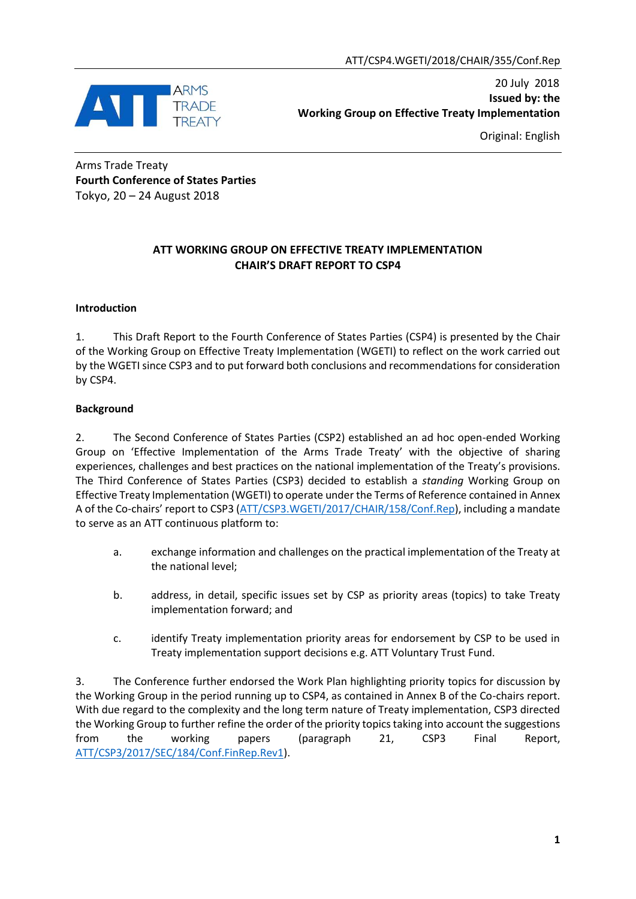ATT/CSP4.WGETI/2018/CHAIR/355/Conf.Rep

20 July 2018
**Issued by: the Working Group on Effective Treaty Implementation**

Original: English

Arms Trade Treaty
**Fourth Conference of States Parties**
Tokyo, 20 – 24 August 2018

## ATT WORKING GROUP ON EFFECTIVE TREATY IMPLEMENTATION
## CHAIR'S DRAFT REPORT TO CSP4

### Introduction

1. This Draft Report to the Fourth Conference of States Parties (CSP4) is presented by the Chair of the Working Group on Effective Treaty Implementation (WGETI) to reflect on the work carried out by the WGETI since CSP3 and to put forward both conclusions and recommendations for consideration by CSP4.

### Background

2. The Second Conference of States Parties (CSP2) established an ad hoc open-ended Working Group on 'Effective Implementation of the Arms Trade Treaty' with the objective of sharing experiences, challenges and best practices on the national implementation of the Treaty's provisions. The Third Conference of States Parties (CSP3) decided to establish a *standing* Working Group on Effective Treaty Implementation (WGETI) to operate under the Terms of Reference contained in Annex A of the Co-chairs' report to CSP3 (ATT/CSP3.WGETI/2017/CHAIR/158/Conf.Rep), including a mandate to serve as an ATT continuous platform to:

   a. exchange information and challenges on the practical implementation of the Treaty at the national level;

   b. address, in detail, specific issues set by CSP as priority areas (topics) to take Treaty implementation forward; and

   c. identify Treaty implementation priority areas for endorsement by CSP to be used in Treaty implementation support decisions e.g. ATT Voluntary Trust Fund.

3. The Conference further endorsed the Work Plan highlighting priority topics for discussion by the Working Group in the period running up to CSP4, as contained in Annex B of the Co-chairs report. With due regard to the complexity and the long term nature of Treaty implementation, CSP3 directed the Working Group to further refine the order of the priority topics taking into account the suggestions from the working papers (paragraph 21, CSP3 Final Report, ATT/CSP3/2017/SEC/184/Conf.FinRep.Rev1).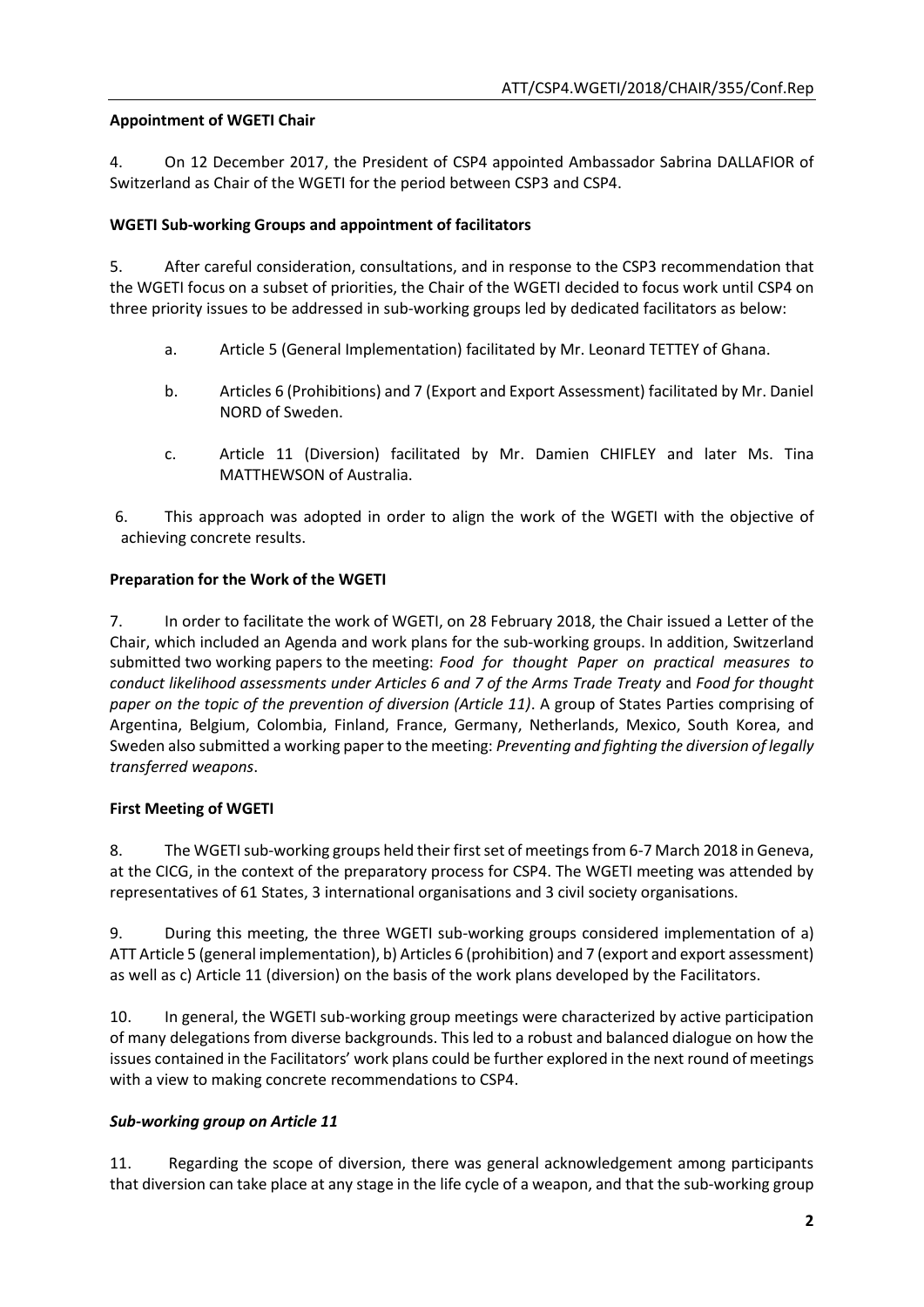**Appointment of WGETI Chair**

4. On 12 December 2017, the President of CSP4 appointed Ambassador Sabrina DALLAFIOR of Switzerland as Chair of the WGETI for the period between CSP3 and CSP4.

**WGETI Sub-working Groups and appointment of facilitators**

5. After careful consideration, consultations, and in response to the CSP3 recommendation that the WGETI focus on a subset of priorities, the Chair of the WGETI decided to focus work until CSP4 on three priority issues to be addressed in sub-working groups led by dedicated facilitators as below:

a. Article 5 (General Implementation) facilitated by Mr. Leonard TETTEY of Ghana.

b. Articles 6 (Prohibitions) and 7 (Export and Export Assessment) facilitated by Mr. Daniel NORD of Sweden.

c. Article 11 (Diversion) facilitated by Mr. Damien CHIFLEY and later Ms. Tina MATTHEWSON of Australia.

6. This approach was adopted in order to align the work of the WGETI with the objective of achieving concrete results.

**Preparation for the Work of the WGETI**

7. In order to facilitate the work of WGETI, on 28 February 2018, the Chair issued a Letter of the Chair, which included an Agenda and work plans for the sub-working groups. In addition, Switzerland submitted two working papers to the meeting: *Food for thought Paper on practical measures to conduct likelihood assessments under Articles 6 and 7 of the Arms Trade Treaty* and *Food for thought paper on the topic of the prevention of diversion (Article 11)*. A group of States Parties comprising of Argentina, Belgium, Colombia, Finland, France, Germany, Netherlands, Mexico, South Korea, and Sweden also submitted a working paper to the meeting: *Preventing and fighting the diversion of legally transferred weapons*.

**First Meeting of WGETI**

8. The WGETI sub-working groups held their first set of meetings from 6-7 March 2018 in Geneva, at the CICG, in the context of the preparatory process for CSP4. The WGETI meeting was attended by representatives of 61 States, 3 international organisations and 3 civil society organisations.

9. During this meeting, the three WGETI sub-working groups considered implementation of a) ATT Article 5 (general implementation), b) Articles 6 (prohibition) and 7 (export and export assessment) as well as c) Article 11 (diversion) on the basis of the work plans developed by the Facilitators.

10. In general, the WGETI sub-working group meetings were characterized by active participation of many delegations from diverse backgrounds. This led to a robust and balanced dialogue on how the issues contained in the Facilitators' work plans could be further explored in the next round of meetings with a view to making concrete recommendations to CSP4.

***Sub-working group on Article 11***

11. Regarding the scope of diversion, there was general acknowledgement among participants that diversion can take place at any stage in the life cycle of a weapon, and that the sub-working group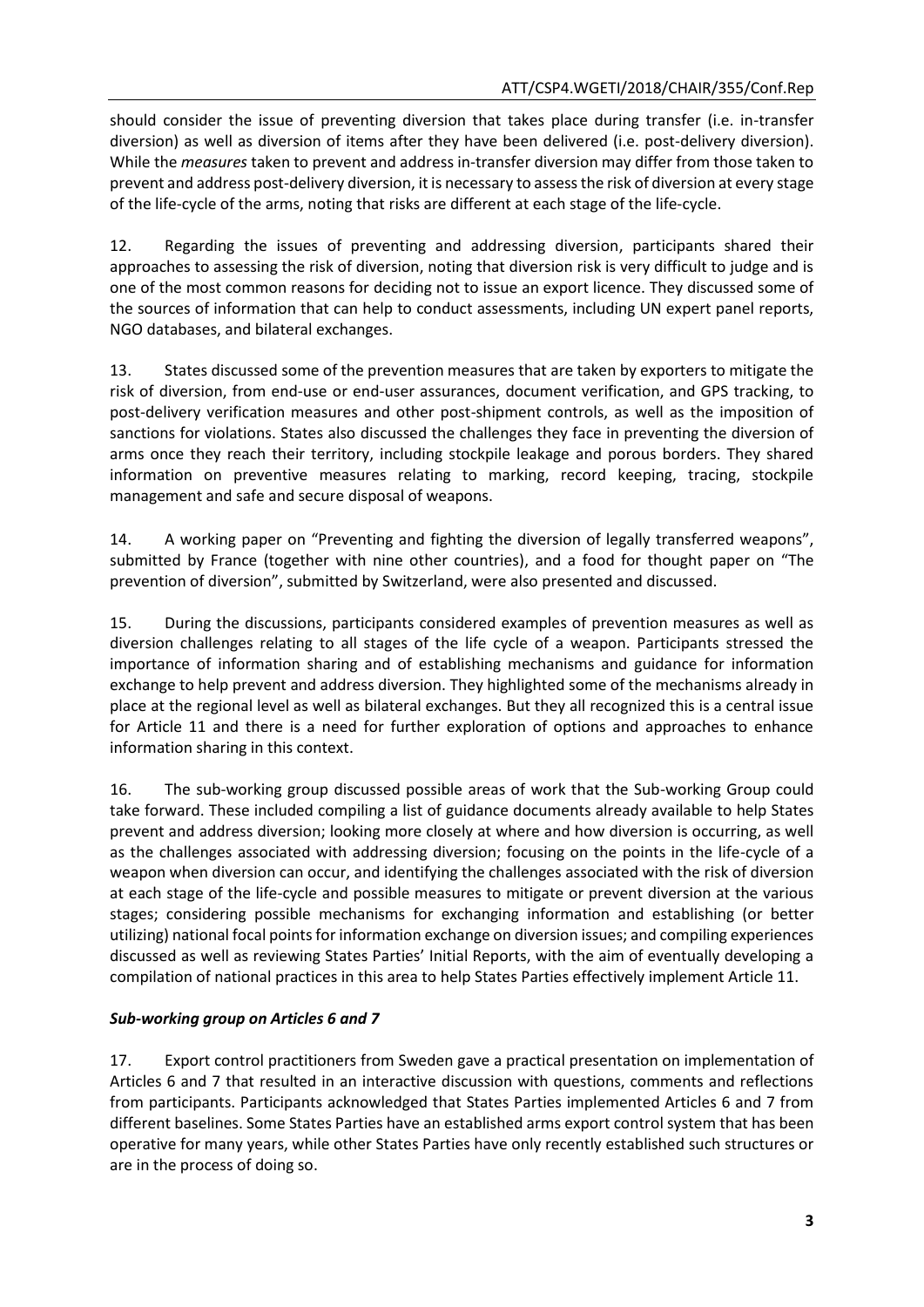should consider the issue of preventing diversion that takes place during transfer (i.e. in-transfer diversion) as well as diversion of items after they have been delivered (i.e. post-delivery diversion). While the *measures* taken to prevent and address in-transfer diversion may differ from those taken to prevent and address post-delivery diversion, it is necessary to assess the risk of diversion at every stage of the life-cycle of the arms, noting that risks are different at each stage of the life-cycle.

12. Regarding the issues of preventing and addressing diversion, participants shared their approaches to assessing the risk of diversion, noting that diversion risk is very difficult to judge and is one of the most common reasons for deciding not to issue an export licence. They discussed some of the sources of information that can help to conduct assessments, including UN expert panel reports, NGO databases, and bilateral exchanges.

13. States discussed some of the prevention measures that are taken by exporters to mitigate the risk of diversion, from end-use or end-user assurances, document verification, and GPS tracking, to post-delivery verification measures and other post-shipment controls, as well as the imposition of sanctions for violations. States also discussed the challenges they face in preventing the diversion of arms once they reach their territory, including stockpile leakage and porous borders. They shared information on preventive measures relating to marking, record keeping, tracing, stockpile management and safe and secure disposal of weapons.

14. A working paper on "Preventing and fighting the diversion of legally transferred weapons", submitted by France (together with nine other countries), and a food for thought paper on "The prevention of diversion", submitted by Switzerland, were also presented and discussed.

15. During the discussions, participants considered examples of prevention measures as well as diversion challenges relating to all stages of the life cycle of a weapon. Participants stressed the importance of information sharing and of establishing mechanisms and guidance for information exchange to help prevent and address diversion. They highlighted some of the mechanisms already in place at the regional level as well as bilateral exchanges. But they all recognized this is a central issue for Article 11 and there is a need for further exploration of options and approaches to enhance information sharing in this context.

16. The sub-working group discussed possible areas of work that the Sub-working Group could take forward. These included compiling a list of guidance documents already available to help States prevent and address diversion; looking more closely at where and how diversion is occurring, as well as the challenges associated with addressing diversion; focusing on the points in the life-cycle of a weapon when diversion can occur, and identifying the challenges associated with the risk of diversion at each stage of the life-cycle and possible measures to mitigate or prevent diversion at the various stages; considering possible mechanisms for exchanging information and establishing (or better utilizing) national focal points for information exchange on diversion issues; and compiling experiences discussed as well as reviewing States Parties' Initial Reports, with the aim of eventually developing a compilation of national practices in this area to help States Parties effectively implement Article 11.

***Sub-working group on Articles 6 and 7***

17. Export control practitioners from Sweden gave a practical presentation on implementation of Articles 6 and 7 that resulted in an interactive discussion with questions, comments and reflections from participants. Participants acknowledged that States Parties implemented Articles 6 and 7 from different baselines. Some States Parties have an established arms export control system that has been operative for many years, while other States Parties have only recently established such structures or are in the process of doing so.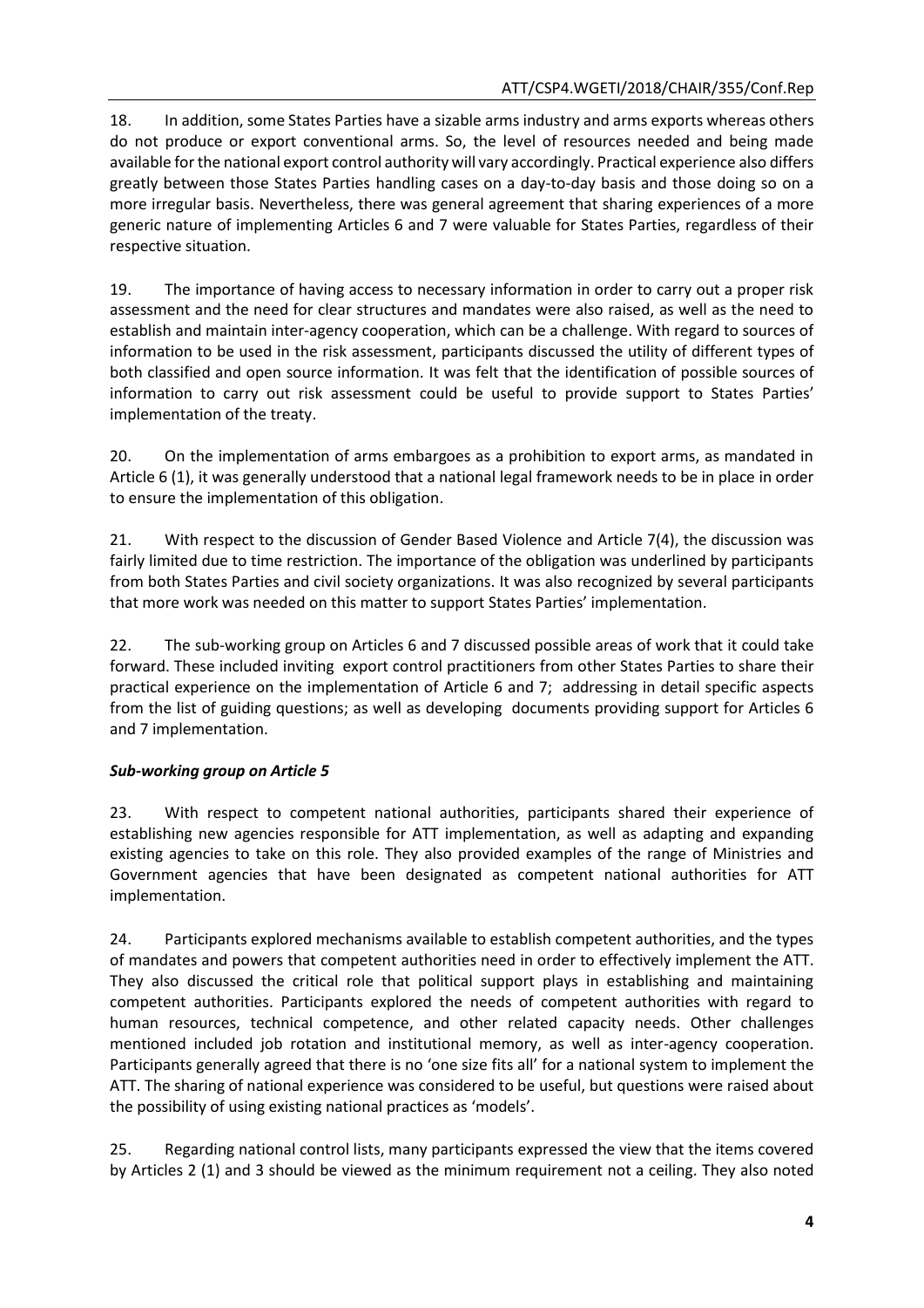18. In addition, some States Parties have a sizable arms industry and arms exports whereas others do not produce or export conventional arms. So, the level of resources needed and being made available for the national export control authority will vary accordingly. Practical experience also differs greatly between those States Parties handling cases on a day-to-day basis and those doing so on a more irregular basis. Nevertheless, there was general agreement that sharing experiences of a more generic nature of implementing Articles 6 and 7 were valuable for States Parties, regardless of their respective situation.

19. The importance of having access to necessary information in order to carry out a proper risk assessment and the need for clear structures and mandates were also raised, as well as the need to establish and maintain inter-agency cooperation, which can be a challenge. With regard to sources of information to be used in the risk assessment, participants discussed the utility of different types of both classified and open source information. It was felt that the identification of possible sources of information to carry out risk assessment could be useful to provide support to States Parties' implementation of the treaty.

20. On the implementation of arms embargoes as a prohibition to export arms, as mandated in Article 6 (1), it was generally understood that a national legal framework needs to be in place in order to ensure the implementation of this obligation.

21. With respect to the discussion of Gender Based Violence and Article 7(4), the discussion was fairly limited due to time restriction. The importance of the obligation was underlined by participants from both States Parties and civil society organizations. It was also recognized by several participants that more work was needed on this matter to support States Parties' implementation.

22. The sub-working group on Articles 6 and 7 discussed possible areas of work that it could take forward. These included inviting export control practitioners from other States Parties to share their practical experience on the implementation of Article 6 and 7; addressing in detail specific aspects from the list of guiding questions; as well as developing documents providing support for Articles 6 and 7 implementation.

***Sub-working group on Article 5***

23. With respect to competent national authorities, participants shared their experience of establishing new agencies responsible for ATT implementation, as well as adapting and expanding existing agencies to take on this role. They also provided examples of the range of Ministries and Government agencies that have been designated as competent national authorities for ATT implementation.

24. Participants explored mechanisms available to establish competent authorities, and the types of mandates and powers that competent authorities need in order to effectively implement the ATT. They also discussed the critical role that political support plays in establishing and maintaining competent authorities. Participants explored the needs of competent authorities with regard to human resources, technical competence, and other related capacity needs. Other challenges mentioned included job rotation and institutional memory, as well as inter-agency cooperation. Participants generally agreed that there is no 'one size fits all' for a national system to implement the ATT. The sharing of national experience was considered to be useful, but questions were raised about the possibility of using existing national practices as 'models'.

25. Regarding national control lists, many participants expressed the view that the items covered by Articles 2 (1) and 3 should be viewed as the minimum requirement not a ceiling. They also noted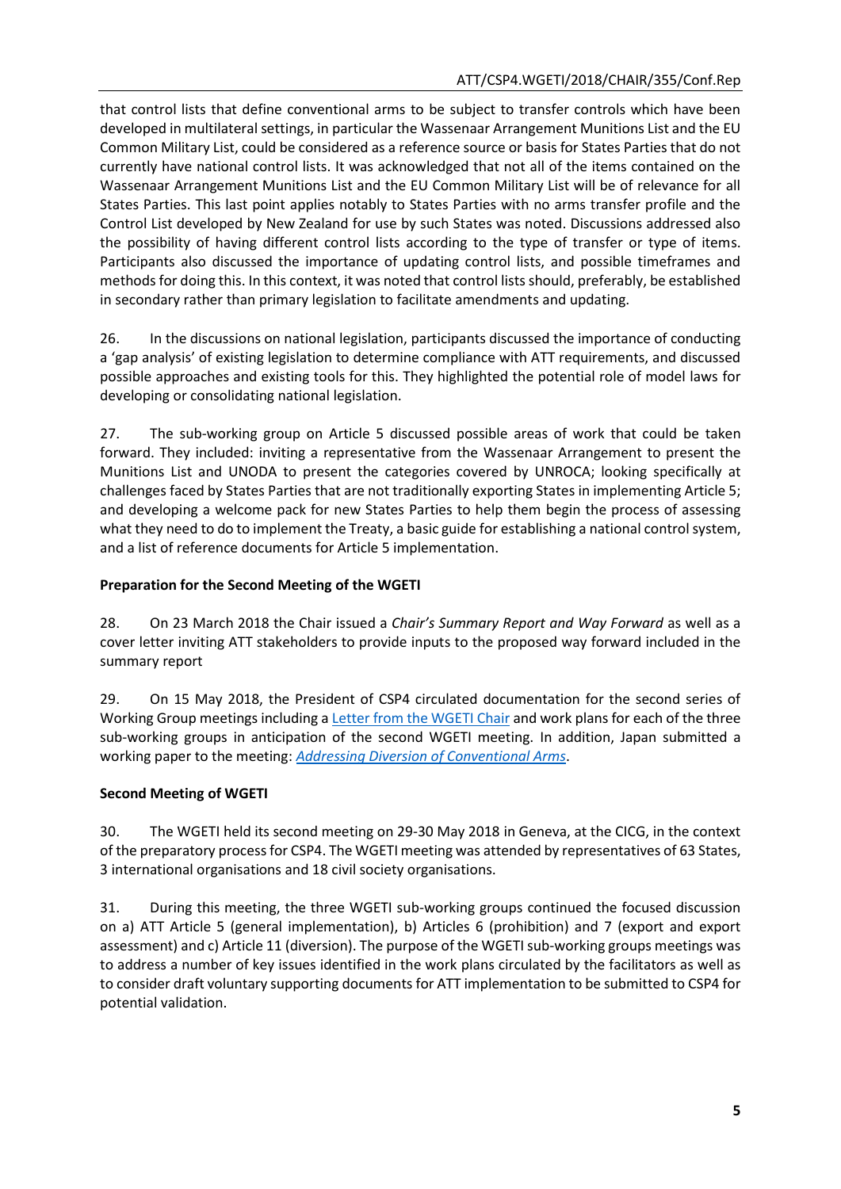that control lists that define conventional arms to be subject to transfer controls which have been developed in multilateral settings, in particular the Wassenaar Arrangement Munitions List and the EU Common Military List, could be considered as a reference source or basis for States Parties that do not currently have national control lists. It was acknowledged that not all of the items contained on the Wassenaar Arrangement Munitions List and the EU Common Military List will be of relevance for all States Parties. This last point applies notably to States Parties with no arms transfer profile and the Control List developed by New Zealand for use by such States was noted. Discussions addressed also the possibility of having different control lists according to the type of transfer or type of items. Participants also discussed the importance of updating control lists, and possible timeframes and methods for doing this. In this context, it was noted that control lists should, preferably, be established in secondary rather than primary legislation to facilitate amendments and updating.

26. In the discussions on national legislation, participants discussed the importance of conducting a 'gap analysis' of existing legislation to determine compliance with ATT requirements, and discussed possible approaches and existing tools for this. They highlighted the potential role of model laws for developing or consolidating national legislation.

27. The sub-working group on Article 5 discussed possible areas of work that could be taken forward. They included: inviting a representative from the Wassenaar Arrangement to present the Munitions List and UNODA to present the categories covered by UNROCA; looking specifically at challenges faced by States Parties that are not traditionally exporting States in implementing Article 5; and developing a welcome pack for new States Parties to help them begin the process of assessing what they need to do to implement the Treaty, a basic guide for establishing a national control system, and a list of reference documents for Article 5 implementation.

**Preparation for the Second Meeting of the WGETI**

28. On 23 March 2018 the Chair issued a *Chair's Summary Report and Way Forward* as well as a cover letter inviting ATT stakeholders to provide inputs to the proposed way forward included in the summary report

29. On 15 May 2018, the President of CSP4 circulated documentation for the second series of Working Group meetings including a Letter from the WGETI Chair and work plans for each of the three sub-working groups in anticipation of the second WGETI meeting. In addition, Japan submitted a working paper to the meeting: *Addressing Diversion of Conventional Arms*.

**Second Meeting of WGETI**

30. The WGETI held its second meeting on 29-30 May 2018 in Geneva, at the CICG, in the context of the preparatory process for CSP4. The WGETI meeting was attended by representatives of 63 States, 3 international organisations and 18 civil society organisations.

31. During this meeting, the three WGETI sub-working groups continued the focused discussion on a) ATT Article 5 (general implementation), b) Articles 6 (prohibition) and 7 (export and export assessment) and c) Article 11 (diversion). The purpose of the WGETI sub-working groups meetings was to address a number of key issues identified in the work plans circulated by the facilitators as well as to consider draft voluntary supporting documents for ATT implementation to be submitted to CSP4 for potential validation.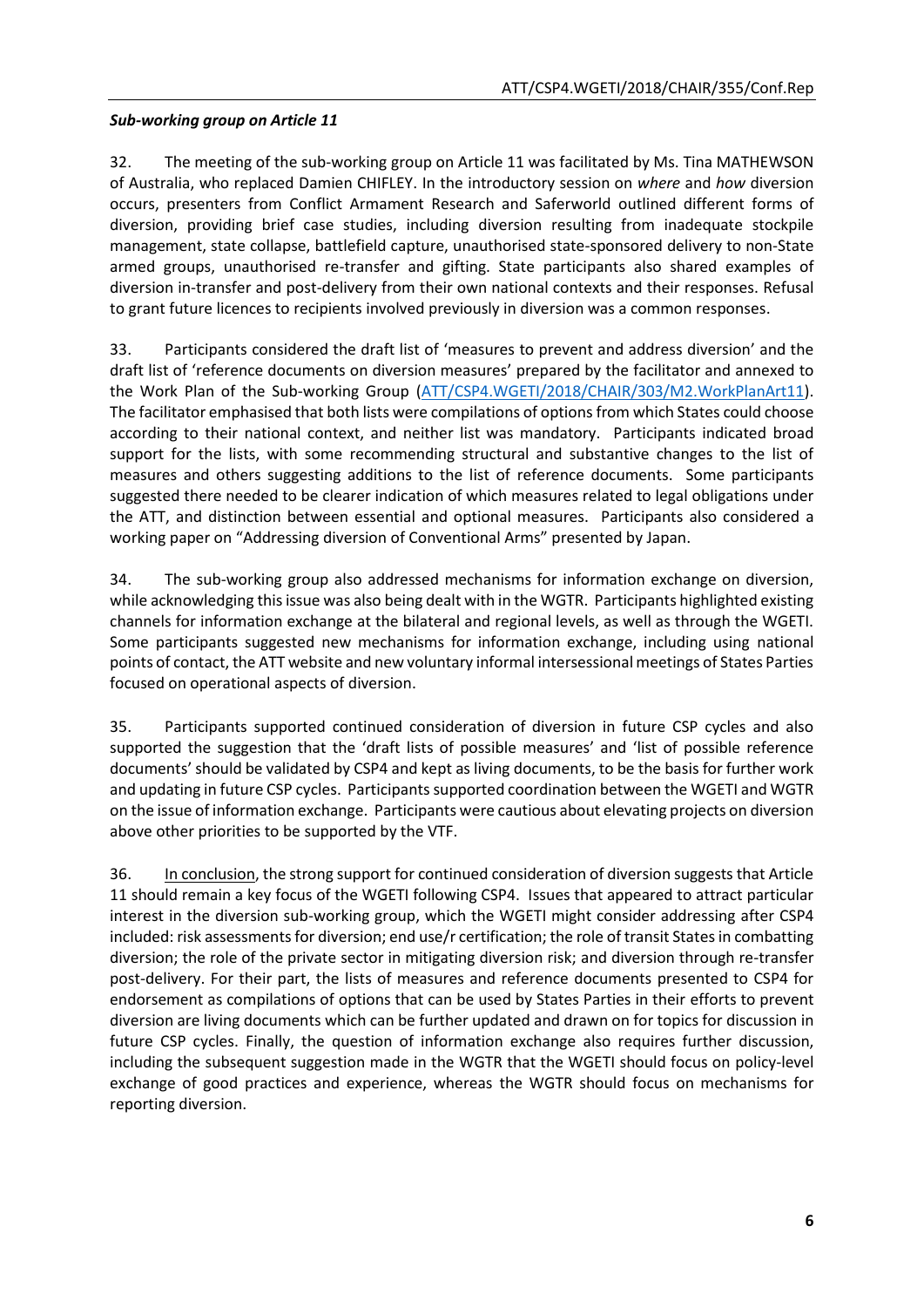***Sub-working group on Article 11***

32. The meeting of the sub-working group on Article 11 was facilitated by Ms. Tina MATHEWSON of Australia, who replaced Damien CHIFLEY. In the introductory session on *where* and *how* diversion occurs, presenters from Conflict Armament Research and Saferworld outlined different forms of diversion, providing brief case studies, including diversion resulting from inadequate stockpile management, state collapse, battlefield capture, unauthorised state-sponsored delivery to non-State armed groups, unauthorised re-transfer and gifting. State participants also shared examples of diversion in-transfer and post-delivery from their own national contexts and their responses. Refusal to grant future licences to recipients involved previously in diversion was a common responses.

33. Participants considered the draft list of 'measures to prevent and address diversion' and the draft list of 'reference documents on diversion measures' prepared by the facilitator and annexed to the Work Plan of the Sub-working Group ([ATT/CSP4.WGETI/2018/CHAIR/303/M2.WorkPlanArt11](ATT/CSP4.WGETI/2018/CHAIR/303/M2.WorkPlanArt11)). The facilitator emphasised that both lists were compilations of options from which States could choose according to their national context, and neither list was mandatory. Participants indicated broad support for the lists, with some recommending structural and substantive changes to the list of measures and others suggesting additions to the list of reference documents. Some participants suggested there needed to be clearer indication of which measures related to legal obligations under the ATT, and distinction between essential and optional measures. Participants also considered a working paper on "Addressing diversion of Conventional Arms" presented by Japan.

34. The sub-working group also addressed mechanisms for information exchange on diversion, while acknowledging this issue was also being dealt with in the WGTR. Participants highlighted existing channels for information exchange at the bilateral and regional levels, as well as through the WGETI. Some participants suggested new mechanisms for information exchange, including using national points of contact, the ATT website and new voluntary informal intersessional meetings of States Parties focused on operational aspects of diversion.

35. Participants supported continued consideration of diversion in future CSP cycles and also supported the suggestion that the 'draft lists of possible measures' and 'list of possible reference documents' should be validated by CSP4 and kept as living documents, to be the basis for further work and updating in future CSP cycles. Participants supported coordination between the WGETI and WGTR on the issue of information exchange. Participants were cautious about elevating projects on diversion above other priorities to be supported by the VTF.

36. <u>In conclusion</u>, the strong support for continued consideration of diversion suggests that Article 11 should remain a key focus of the WGETI following CSP4. Issues that appeared to attract particular interest in the diversion sub-working group, which the WGETI might consider addressing after CSP4 included: risk assessments for diversion; end use/r certification; the role of transit States in combatting diversion; the role of the private sector in mitigating diversion risk; and diversion through re-transfer post-delivery. For their part, the lists of measures and reference documents presented to CSP4 for endorsement as compilations of options that can be used by States Parties in their efforts to prevent diversion are living documents which can be further updated and drawn on for topics for discussion in future CSP cycles. Finally, the question of information exchange also requires further discussion, including the subsequent suggestion made in the WGTR that the WGETI should focus on policy-level exchange of good practices and experience, whereas the WGTR should focus on mechanisms for reporting diversion.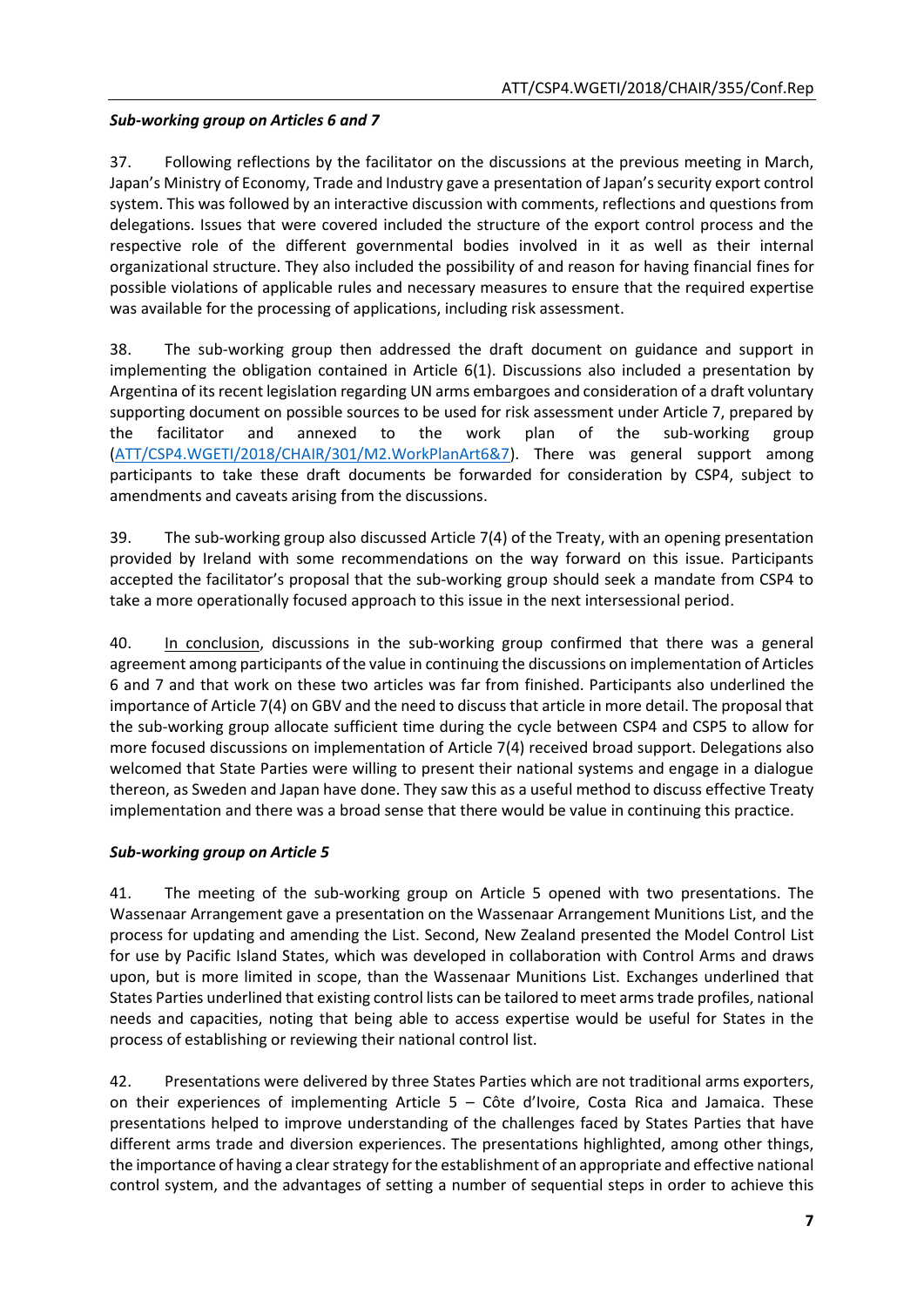***Sub-working group on Articles 6 and 7***

37. Following reflections by the facilitator on the discussions at the previous meeting in March, Japan's Ministry of Economy, Trade and Industry gave a presentation of Japan's security export control system. This was followed by an interactive discussion with comments, reflections and questions from delegations. Issues that were covered included the structure of the export control process and the respective role of the different governmental bodies involved in it as well as their internal organizational structure. They also included the possibility of and reason for having financial fines for possible violations of applicable rules and necessary measures to ensure that the required expertise was available for the processing of applications, including risk assessment.

38. The sub-working group then addressed the draft document on guidance and support in implementing the obligation contained in Article 6(1). Discussions also included a presentation by Argentina of its recent legislation regarding UN arms embargoes and consideration of a draft voluntary supporting document on possible sources to be used for risk assessment under Article 7, prepared by the facilitator and annexed to the work plan of the sub-working group (ATT/CSP4.WGETI/2018/CHAIR/301/M2.WorkPlanArt6&7). There was general support among participants to take these draft documents be forwarded for consideration by CSP4, subject to amendments and caveats arising from the discussions.

39. The sub-working group also discussed Article 7(4) of the Treaty, with an opening presentation provided by Ireland with some recommendations on the way forward on this issue. Participants accepted the facilitator's proposal that the sub-working group should seek a mandate from CSP4 to take a more operationally focused approach to this issue in the next intersessional period.

40. In conclusion, discussions in the sub-working group confirmed that there was a general agreement among participants of the value in continuing the discussions on implementation of Articles 6 and 7 and that work on these two articles was far from finished. Participants also underlined the importance of Article 7(4) on GBV and the need to discuss that article in more detail. The proposal that the sub-working group allocate sufficient time during the cycle between CSP4 and CSP5 to allow for more focused discussions on implementation of Article 7(4) received broad support. Delegations also welcomed that State Parties were willing to present their national systems and engage in a dialogue thereon, as Sweden and Japan have done. They saw this as a useful method to discuss effective Treaty implementation and there was a broad sense that there would be value in continuing this practice.

***Sub-working group on Article 5***

41. The meeting of the sub-working group on Article 5 opened with two presentations. The Wassenaar Arrangement gave a presentation on the Wassenaar Arrangement Munitions List, and the process for updating and amending the List. Second, New Zealand presented the Model Control List for use by Pacific Island States, which was developed in collaboration with Control Arms and draws upon, but is more limited in scope, than the Wassenaar Munitions List. Exchanges underlined that States Parties underlined that existing control lists can be tailored to meet arms trade profiles, national needs and capacities, noting that being able to access expertise would be useful for States in the process of establishing or reviewing their national control list.

42. Presentations were delivered by three States Parties which are not traditional arms exporters, on their experiences of implementing Article 5 – Côte d'Ivoire, Costa Rica and Jamaica. These presentations helped to improve understanding of the challenges faced by States Parties that have different arms trade and diversion experiences. The presentations highlighted, among other things, the importance of having a clear strategy for the establishment of an appropriate and effective national control system, and the advantages of setting a number of sequential steps in order to achieve this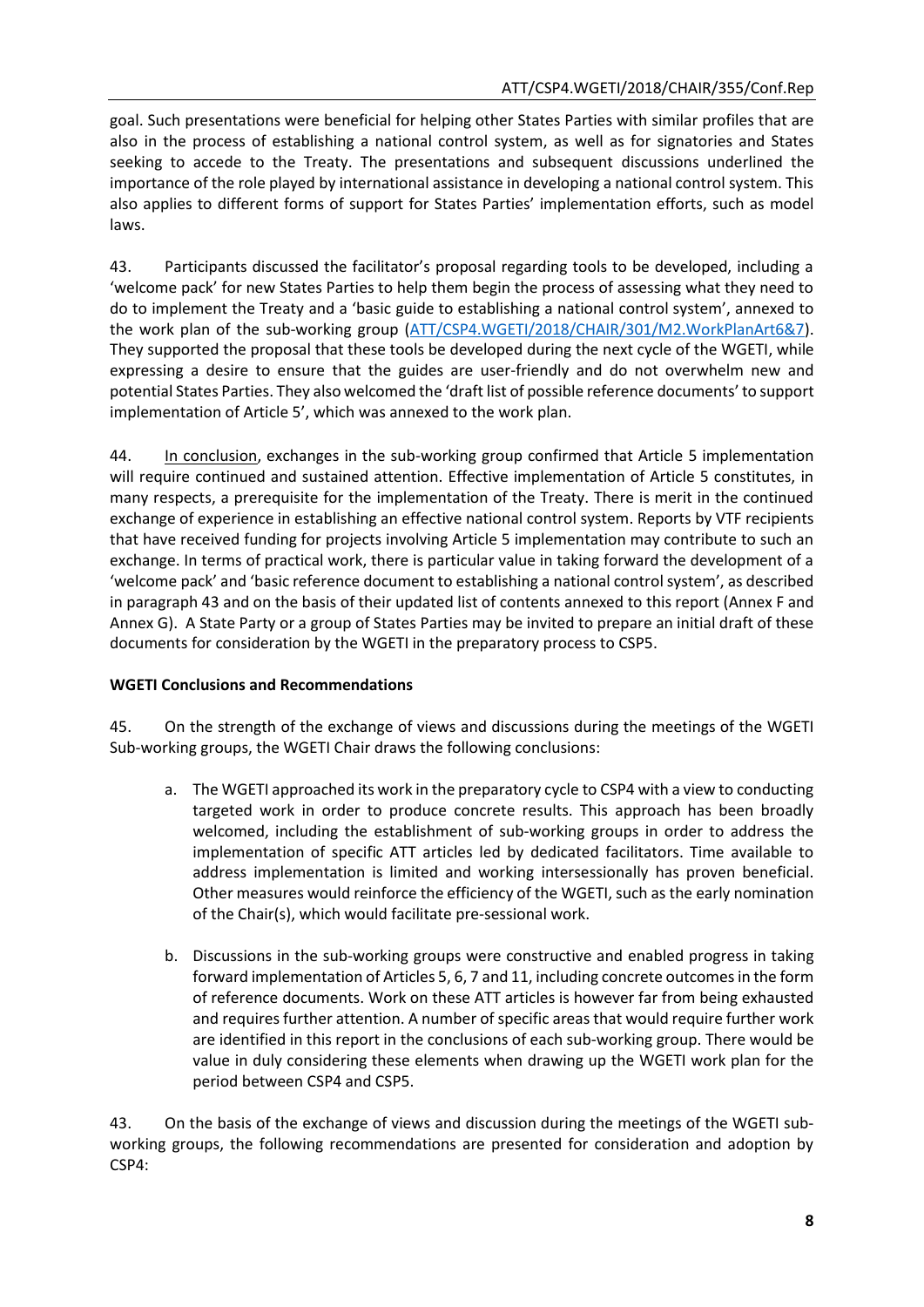goal. Such presentations were beneficial for helping other States Parties with similar profiles that are also in the process of establishing a national control system, as well as for signatories and States seeking to accede to the Treaty. The presentations and subsequent discussions underlined the importance of the role played by international assistance in developing a national control system. This also applies to different forms of support for States Parties' implementation efforts, such as model laws.

43. Participants discussed the facilitator's proposal regarding tools to be developed, including a 'welcome pack' for new States Parties to help them begin the process of assessing what they need to do to implement the Treaty and a 'basic guide to establishing a national control system', annexed to the work plan of the sub-working group (ATT/CSP4.WGETI/2018/CHAIR/301/M2.WorkPlanArt6&7). They supported the proposal that these tools be developed during the next cycle of the WGETI, while expressing a desire to ensure that the guides are user-friendly and do not overwhelm new and potential States Parties. They also welcomed the 'draft list of possible reference documents' to support implementation of Article 5', which was annexed to the work plan.

44. In conclusion, exchanges in the sub-working group confirmed that Article 5 implementation will require continued and sustained attention. Effective implementation of Article 5 constitutes, in many respects, a prerequisite for the implementation of the Treaty. There is merit in the continued exchange of experience in establishing an effective national control system. Reports by VTF recipients that have received funding for projects involving Article 5 implementation may contribute to such an exchange. In terms of practical work, there is particular value in taking forward the development of a 'welcome pack' and 'basic reference document to establishing a national control system', as described in paragraph 43 and on the basis of their updated list of contents annexed to this report (Annex F and Annex G). A State Party or a group of States Parties may be invited to prepare an initial draft of these documents for consideration by the WGETI in the preparatory process to CSP5.

**WGETI Conclusions and Recommendations**

45. On the strength of the exchange of views and discussions during the meetings of the WGETI Sub-working groups, the WGETI Chair draws the following conclusions:

a. The WGETI approached its work in the preparatory cycle to CSP4 with a view to conducting targeted work in order to produce concrete results. This approach has been broadly welcomed, including the establishment of sub-working groups in order to address the implementation of specific ATT articles led by dedicated facilitators. Time available to address implementation is limited and working intersessionally has proven beneficial. Other measures would reinforce the efficiency of the WGETI, such as the early nomination of the Chair(s), which would facilitate pre-sessional work.

b. Discussions in the sub-working groups were constructive and enabled progress in taking forward implementation of Articles 5, 6, 7 and 11, including concrete outcomes in the form of reference documents. Work on these ATT articles is however far from being exhausted and requires further attention. A number of specific areas that would require further work are identified in this report in the conclusions of each sub-working group. There would be value in duly considering these elements when drawing up the WGETI work plan for the period between CSP4 and CSP5.

43. On the basis of the exchange of views and discussion during the meetings of the WGETI sub-working groups, the following recommendations are presented for consideration and adoption by CSP4: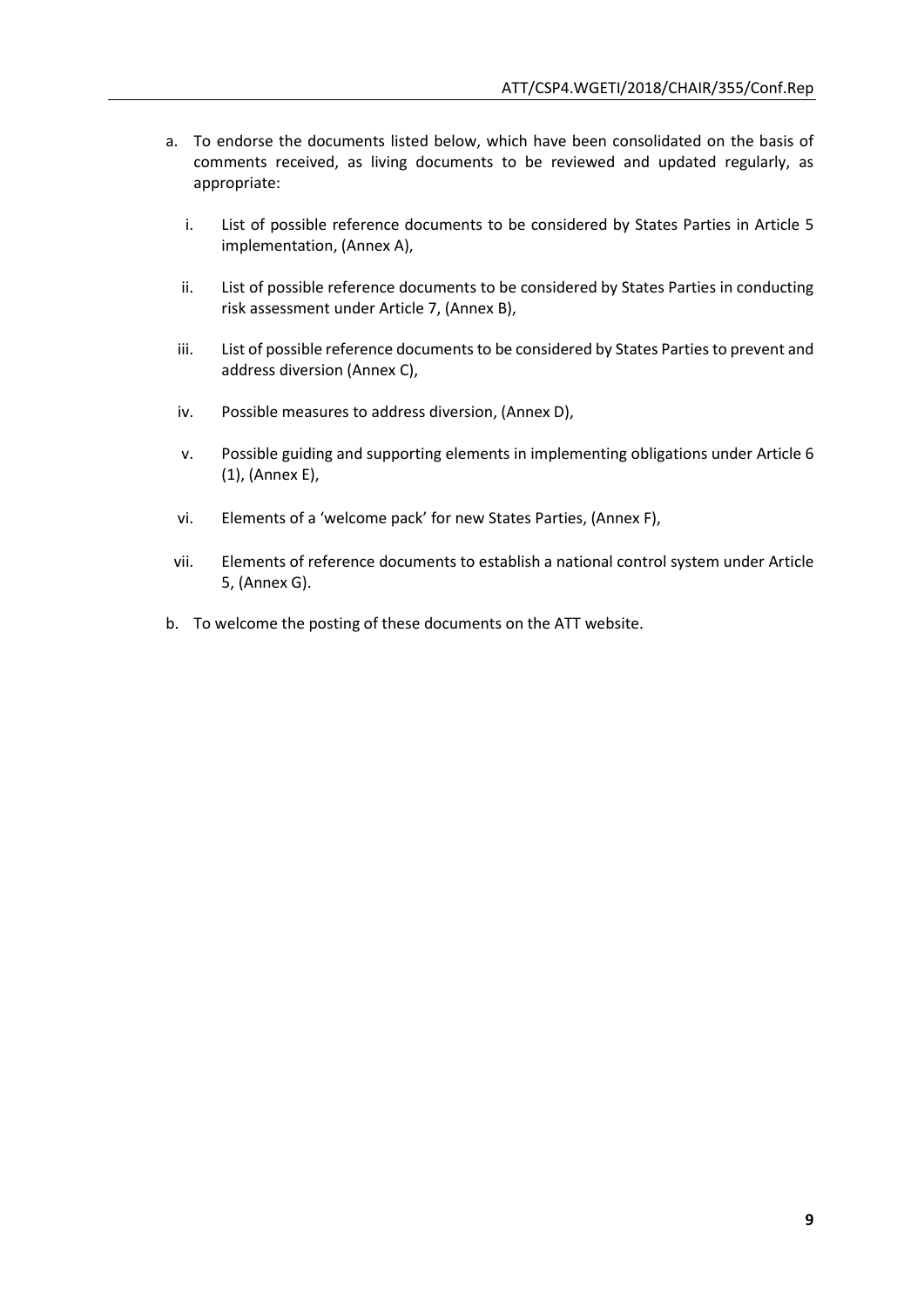a. To endorse the documents listed below, which have been consolidated on the basis of comments received, as living documents to be reviewed and updated regularly, as appropriate:

   i. List of possible reference documents to be considered by States Parties in Article 5 implementation, (Annex A),

   ii. List of possible reference documents to be considered by States Parties in conducting risk assessment under Article 7, (Annex B),

   iii. List of possible reference documents to be considered by States Parties to prevent and address diversion (Annex C),

   iv. Possible measures to address diversion, (Annex D),

   v. Possible guiding and supporting elements in implementing obligations under Article 6 (1), (Annex E),

   vi. Elements of a 'welcome pack' for new States Parties, (Annex F),

   vii. Elements of reference documents to establish a national control system under Article 5, (Annex G).

b. To welcome the posting of these documents on the ATT website.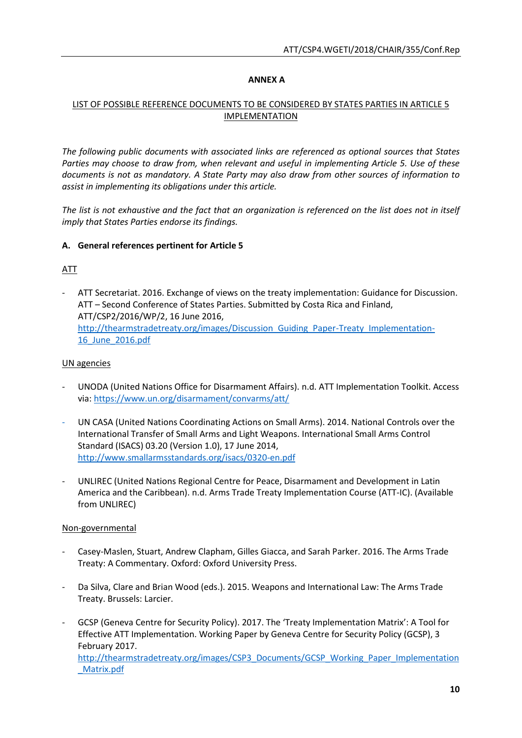**ANNEX A**

LIST OF POSSIBLE REFERENCE DOCUMENTS TO BE CONSIDERED BY STATES PARTIES IN ARTICLE 5 IMPLEMENTATION

*The following public documents with associated links are referenced as optional sources that States Parties may choose to draw from, when relevant and useful in implementing Article 5. Use of these documents is not as mandatory. A State Party may also draw from other sources of information to assist in implementing its obligations under this article.*

*The list is not exhaustive and the fact that an organization is referenced on the list does not in itself imply that States Parties endorse its findings.*

**A. General references pertinent for Article 5**

ATT

- ATT Secretariat. 2016. Exchange of views on the treaty implementation: Guidance for Discussion. ATT – Second Conference of States Parties. Submitted by Costa Rica and Finland, ATT/CSP2/2016/WP/2, 16 June 2016, http://thearmstradetreaty.org/images/Discussion_Guiding_Paper-Treaty_Implementation-16_June_2016.pdf

UN agencies

- UNODA (United Nations Office for Disarmament Affairs). n.d. ATT Implementation Toolkit. Access via: https://www.un.org/disarmament/convarms/att/

- UN CASA (United Nations Coordinating Actions on Small Arms). 2014. National Controls over the International Transfer of Small Arms and Light Weapons. International Small Arms Control Standard (ISACS) 03.20 (Version 1.0), 17 June 2014, http://www.smallarmsstandards.org/isacs/0320-en.pdf

- UNLIREC (United Nations Regional Centre for Peace, Disarmament and Development in Latin America and the Caribbean). n.d. Arms Trade Treaty Implementation Course (ATT-IC). (Available from UNLIREC)

Non-governmental

- Casey-Maslen, Stuart, Andrew Clapham, Gilles Giacca, and Sarah Parker. 2016. The Arms Trade Treaty: A Commentary. Oxford: Oxford University Press.

- Da Silva, Clare and Brian Wood (eds.). 2015. Weapons and International Law: The Arms Trade Treaty. Brussels: Larcier.

- GCSP (Geneva Centre for Security Policy). 2017. The 'Treaty Implementation Matrix': A Tool for Effective ATT Implementation. Working Paper by Geneva Centre for Security Policy (GCSP), 3 February 2017. http://thearmstradetreaty.org/images/CSP3_Documents/GCSP_Working_Paper_Implementation_Matrix.pdf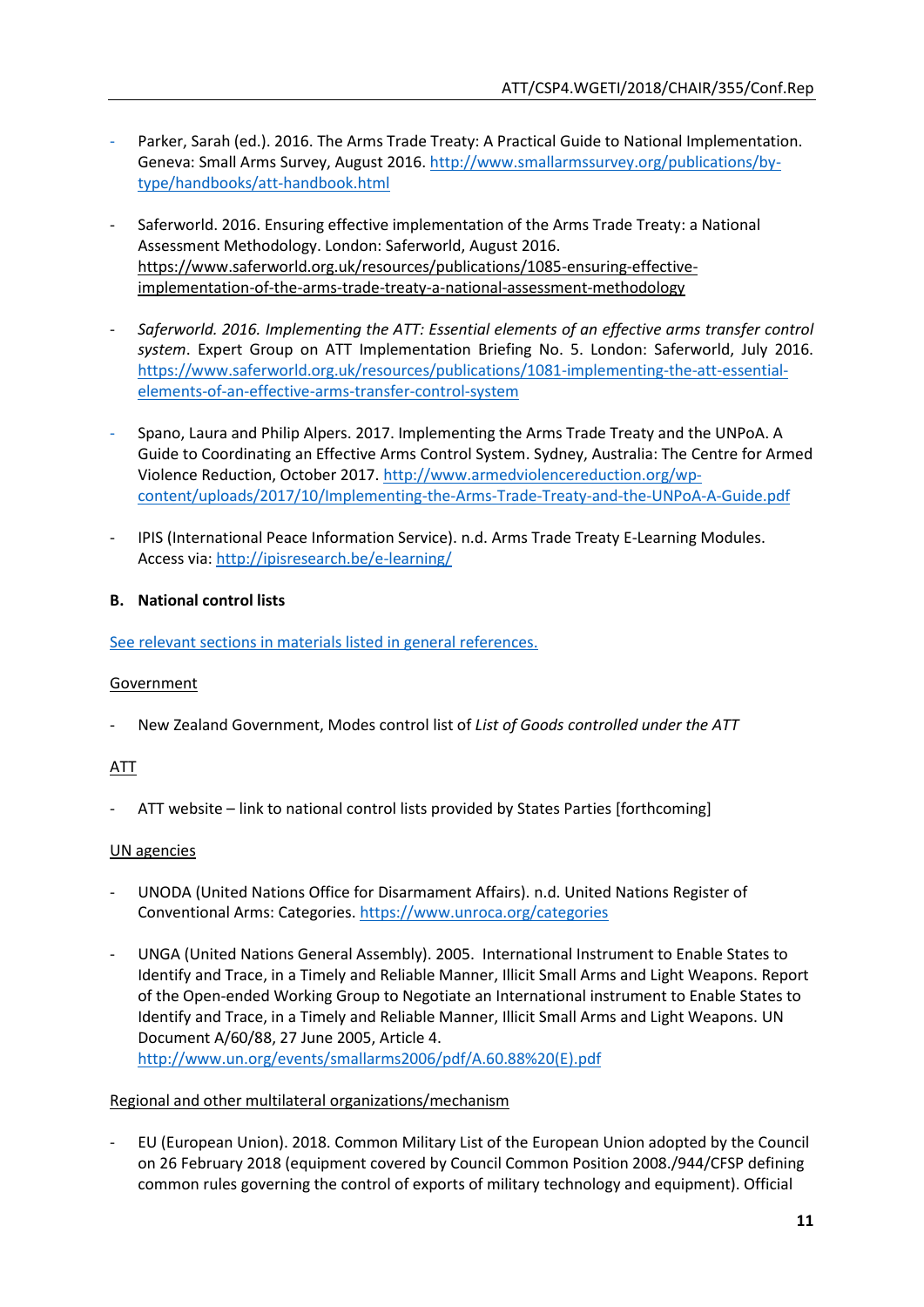- Parker, Sarah (ed.). 2016. The Arms Trade Treaty: A Practical Guide to National Implementation. Geneva: Small Arms Survey, August 2016. http://www.smallarmssurvey.org/publications/by-type/handbooks/att-handbook.html

- Saferworld. 2016. Ensuring effective implementation of the Arms Trade Treaty: a National Assessment Methodology. London: Saferworld, August 2016. https://www.saferworld.org.uk/resources/publications/1085-ensuring-effective-implementation-of-the-arms-trade-treaty-a-national-assessment-methodology

- *Saferworld. 2016. Implementing the ATT: Essential elements of an effective arms transfer control system*. Expert Group on ATT Implementation Briefing No. 5. London: Saferworld, July 2016. https://www.saferworld.org.uk/resources/publications/1081-implementing-the-att-essential-elements-of-an-effective-arms-transfer-control-system

- Spano, Laura and Philip Alpers. 2017. Implementing the Arms Trade Treaty and the UNPoA. A Guide to Coordinating an Effective Arms Control System. Sydney, Australia: The Centre for Armed Violence Reduction, October 2017. http://www.armedviolencereduction.org/wp-content/uploads/2017/10/Implementing-the-Arms-Trade-Treaty-and-the-UNPoA-A-Guide.pdf

- IPIS (International Peace Information Service). n.d. Arms Trade Treaty E-Learning Modules. Access via: http://ipisresearch.be/e-learning/

**B. National control lists**

See relevant sections in materials listed in general references.

Government

- New Zealand Government, Modes control list of *List of Goods controlled under the ATT*

ATT

- ATT website – link to national control lists provided by States Parties [forthcoming]

UN agencies

- UNODA (United Nations Office for Disarmament Affairs). n.d. United Nations Register of Conventional Arms: Categories. https://www.unroca.org/categories

- UNGA (United Nations General Assembly). 2005. International Instrument to Enable States to Identify and Trace, in a Timely and Reliable Manner, Illicit Small Arms and Light Weapons. Report of the Open-ended Working Group to Negotiate an International instrument to Enable States to Identify and Trace, in a Timely and Reliable Manner, Illicit Small Arms and Light Weapons. UN Document A/60/88, 27 June 2005, Article 4. http://www.un.org/events/smallarms2006/pdf/A.60.88%20(E).pdf

Regional and other multilateral organizations/mechanism

- EU (European Union). 2018. Common Military List of the European Union adopted by the Council on 26 February 2018 (equipment covered by Council Common Position 2008./944/CFSP defining common rules governing the control of exports of military technology and equipment). Official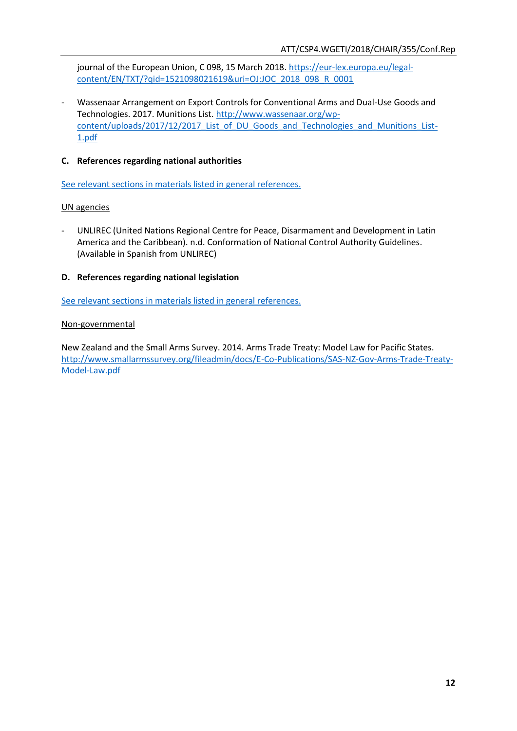journal of the European Union, C 098, 15 March 2018. https://eur-lex.europa.eu/legal-content/EN/TXT/?qid=1521098021619&uri=OJ:JOC_2018_098_R_0001

- Wassenaar Arrangement on Export Controls for Conventional Arms and Dual-Use Goods and Technologies. 2017. Munitions List. http://www.wassenaar.org/wp-content/uploads/2017/12/2017_List_of_DU_Goods_and_Technologies_and_Munitions_List-1.pdf

**C. References regarding national authorities**

See relevant sections in materials listed in general references.

UN agencies

- UNLIREC (United Nations Regional Centre for Peace, Disarmament and Development in Latin America and the Caribbean). n.d. Conformation of National Control Authority Guidelines. (Available in Spanish from UNLIREC)

**D. References regarding national legislation**

See relevant sections in materials listed in general references.

Non-governmental

New Zealand and the Small Arms Survey. 2014. Arms Trade Treaty: Model Law for Pacific States. http://www.smallarmssurvey.org/fileadmin/docs/E-Co-Publications/SAS-NZ-Gov-Arms-Trade-Treaty-Model-Law.pdf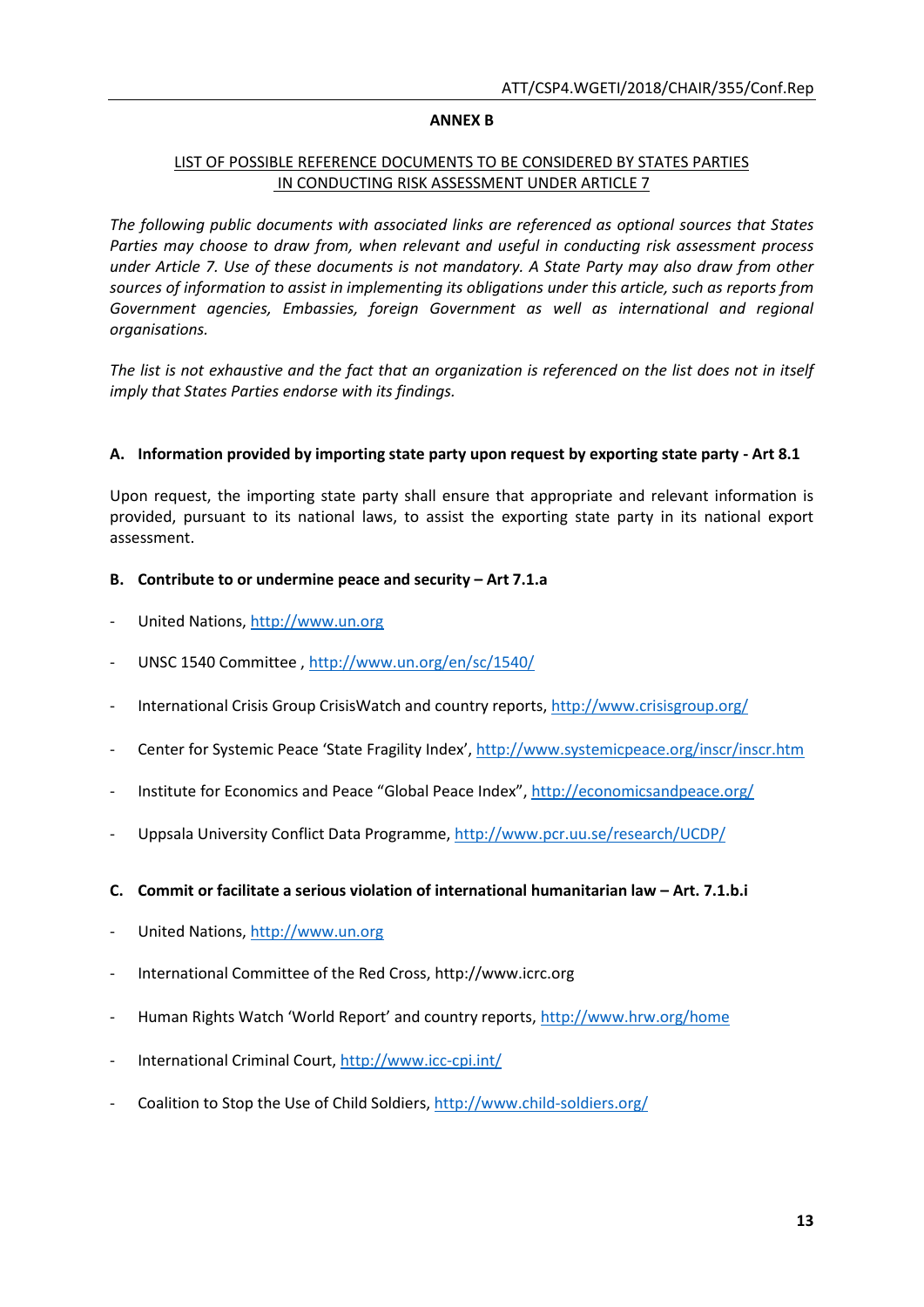## ANNEX B

LIST OF POSSIBLE REFERENCE DOCUMENTS TO BE CONSIDERED BY STATES PARTIES IN CONDUCTING RISK ASSESSMENT UNDER ARTICLE 7

*The following public documents with associated links are referenced as optional sources that States Parties may choose to draw from, when relevant and useful in conducting risk assessment process under Article 7. Use of these documents is not mandatory. A State Party may also draw from other sources of information to assist in implementing its obligations under this article, such as reports from Government agencies, Embassies, foreign Government as well as international and regional organisations.*

*The list is not exhaustive and the fact that an organization is referenced on the list does not in itself imply that States Parties endorse with its findings.*

### A. Information provided by importing state party upon request by exporting state party - Art 8.1

Upon request, the importing state party shall ensure that appropriate and relevant information is provided, pursuant to its national laws, to assist the exporting state party in its national export assessment.

### B. Contribute to or undermine peace and security – Art 7.1.a

- United Nations, http://www.un.org
- UNSC 1540 Committee , http://www.un.org/en/sc/1540/
- International Crisis Group CrisisWatch and country reports, http://www.crisisgroup.org/
- Center for Systemic Peace 'State Fragility Index', http://www.systemicpeace.org/inscr/inscr.htm
- Institute for Economics and Peace "Global Peace Index", http://economicsandpeace.org/
- Uppsala University Conflict Data Programme, http://www.pcr.uu.se/research/UCDP/

### C. Commit or facilitate a serious violation of international humanitarian law – Art. 7.1.b.i

- United Nations, http://www.un.org
- International Committee of the Red Cross, http://www.icrc.org
- Human Rights Watch 'World Report' and country reports, http://www.hrw.org/home
- International Criminal Court, http://www.icc-cpi.int/
- Coalition to Stop the Use of Child Soldiers, http://www.child-soldiers.org/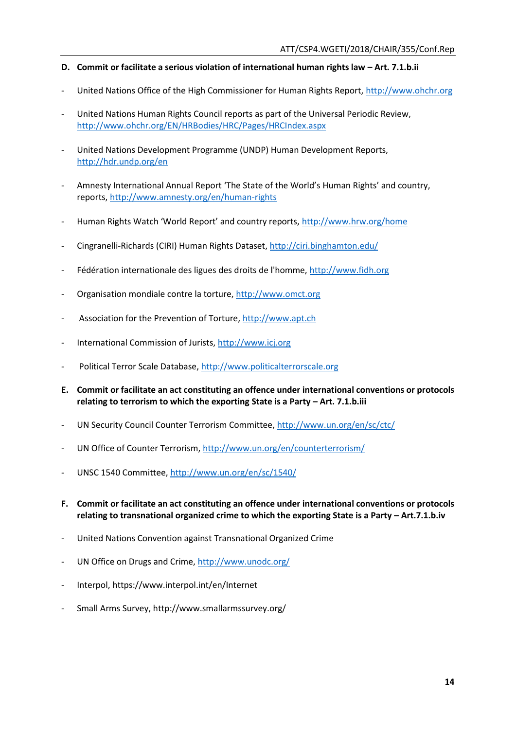**D. Commit or facilitate a serious violation of international human rights law – Art. 7.1.b.ii**

- United Nations Office of the High Commissioner for Human Rights Report, http://www.ohchr.org

- United Nations Human Rights Council reports as part of the Universal Periodic Review, http://www.ohchr.org/EN/HRBodies/HRC/Pages/HRCIndex.aspx

- United Nations Development Programme (UNDP) Human Development Reports, http://hdr.undp.org/en

- Amnesty International Annual Report 'The State of the World's Human Rights' and country, reports, http://www.amnesty.org/en/human-rights

- Human Rights Watch 'World Report' and country reports, http://www.hrw.org/home

- Cingranelli-Richards (CIRI) Human Rights Dataset, http://ciri.binghamton.edu/

- Fédération internationale des ligues des droits de l'homme, http://www.fidh.org

- Organisation mondiale contre la torture, http://www.omct.org

- Association for the Prevention of Torture, http://www.apt.ch

- International Commission of Jurists, http://www.icj.org

- Political Terror Scale Database, http://www.politicalterrorscale.org

**E. Commit or facilitate an act constituting an offence under international conventions or protocols relating to terrorism to which the exporting State is a Party – Art. 7.1.b.iii**

- UN Security Council Counter Terrorism Committee, http://www.un.org/en/sc/ctc/

- UN Office of Counter Terrorism, http://www.un.org/en/counterterrorism/

- UNSC 1540 Committee, http://www.un.org/en/sc/1540/

**F. Commit or facilitate an act constituting an offence under international conventions or protocols relating to transnational organized crime to which the exporting State is a Party – Art.7.1.b.iv**

- United Nations Convention against Transnational Organized Crime

- UN Office on Drugs and Crime, http://www.unodc.org/

- Interpol, https://www.interpol.int/en/Internet

- Small Arms Survey, http://www.smallarmssurvey.org/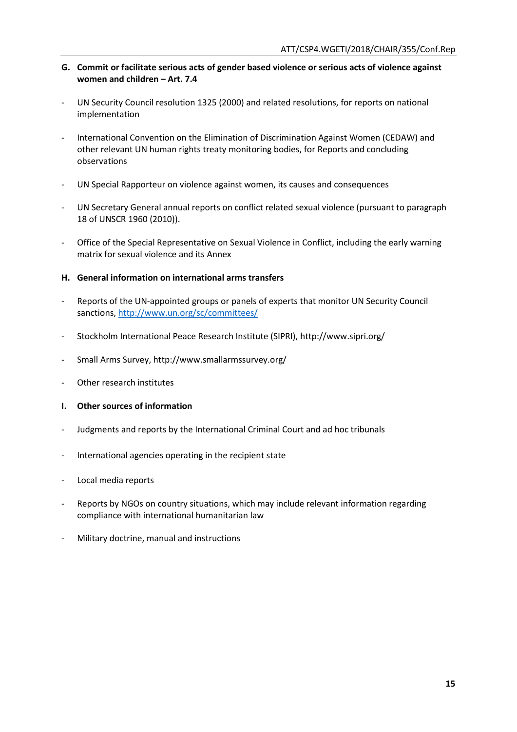**G. Commit or facilitate serious acts of gender based violence or serious acts of violence against women and children – Art. 7.4**

- UN Security Council resolution 1325 (2000) and related resolutions, for reports on national implementation

- International Convention on the Elimination of Discrimination Against Women (CEDAW) and other relevant UN human rights treaty monitoring bodies, for Reports and concluding observations

- UN Special Rapporteur on violence against women, its causes and consequences

- UN Secretary General annual reports on conflict related sexual violence (pursuant to paragraph 18 of UNSCR 1960 (2010)).

- Office of the Special Representative on Sexual Violence in Conflict, including the early warning matrix for sexual violence and its Annex

**H. General information on international arms transfers**

- Reports of the UN-appointed groups or panels of experts that monitor UN Security Council sanctions, http://www.un.org/sc/committees/

- Stockholm International Peace Research Institute (SIPRI), http://www.sipri.org/

- Small Arms Survey, http://www.smallarmssurvey.org/

- Other research institutes

**I. Other sources of information**

- Judgments and reports by the International Criminal Court and ad hoc tribunals

- International agencies operating in the recipient state

- Local media reports

- Reports by NGOs on country situations, which may include relevant information regarding compliance with international humanitarian law

- Military doctrine, manual and instructions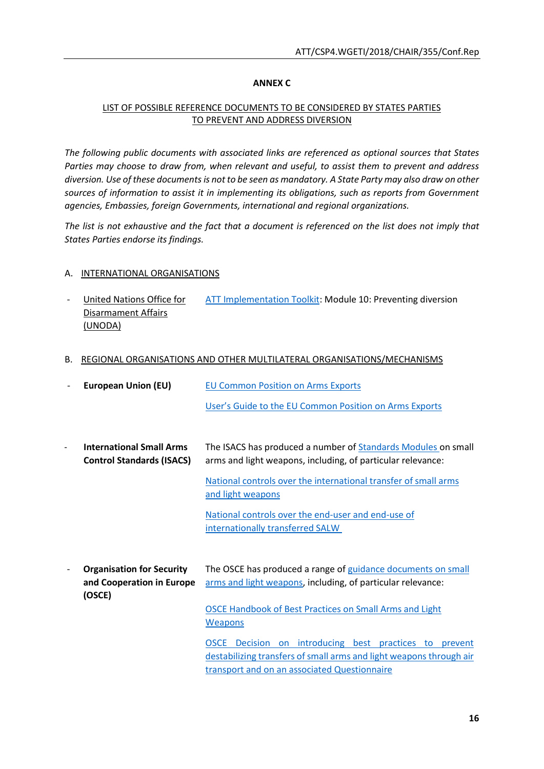## ANNEX C

### LIST OF POSSIBLE REFERENCE DOCUMENTS TO BE CONSIDERED BY STATES PARTIES TO PREVENT AND ADDRESS DIVERSION

*The following public documents with associated links are referenced as optional sources that States Parties may choose to draw from, when relevant and useful, to assist them to prevent and address diversion. Use of these documents is not to be seen as mandatory. A State Party may also draw on other sources of information to assist it in implementing its obligations, such as reports from Government agencies, Embassies, foreign Governments, international and regional organizations.*

*The list is not exhaustive and the fact that a document is referenced on the list does not imply that States Parties endorse its findings.*

A. INTERNATIONAL ORGANISATIONS

- United Nations Office for Disarmament Affairs (UNODA): ATT Implementation Toolkit: Module 10: Preventing diversion

B. REGIONAL ORGANISATIONS AND OTHER MULTILATERAL ORGANISATIONS/MECHANISMS

- **European Union (EU)**
  - EU Common Position on Arms Exports
  - User's Guide to the EU Common Position on Arms Exports

- **International Small Arms Control Standards (ISACS)**: The ISACS has produced a number of Standards Modules on small arms and light weapons, including, of particular relevance:
  - National controls over the international transfer of small arms and light weapons
  - National controls over the end-user and end-use of internationally transferred SALW

- **Organisation for Security and Cooperation in Europe (OSCE)**: The OSCE has produced a range of guidance documents on small arms and light weapons, including, of particular relevance:
  - OSCE Handbook of Best Practices on Small Arms and Light Weapons
  - OSCE Decision on introducing best practices to prevent destabilizing transfers of small arms and light weapons through air transport and on an associated Questionnaire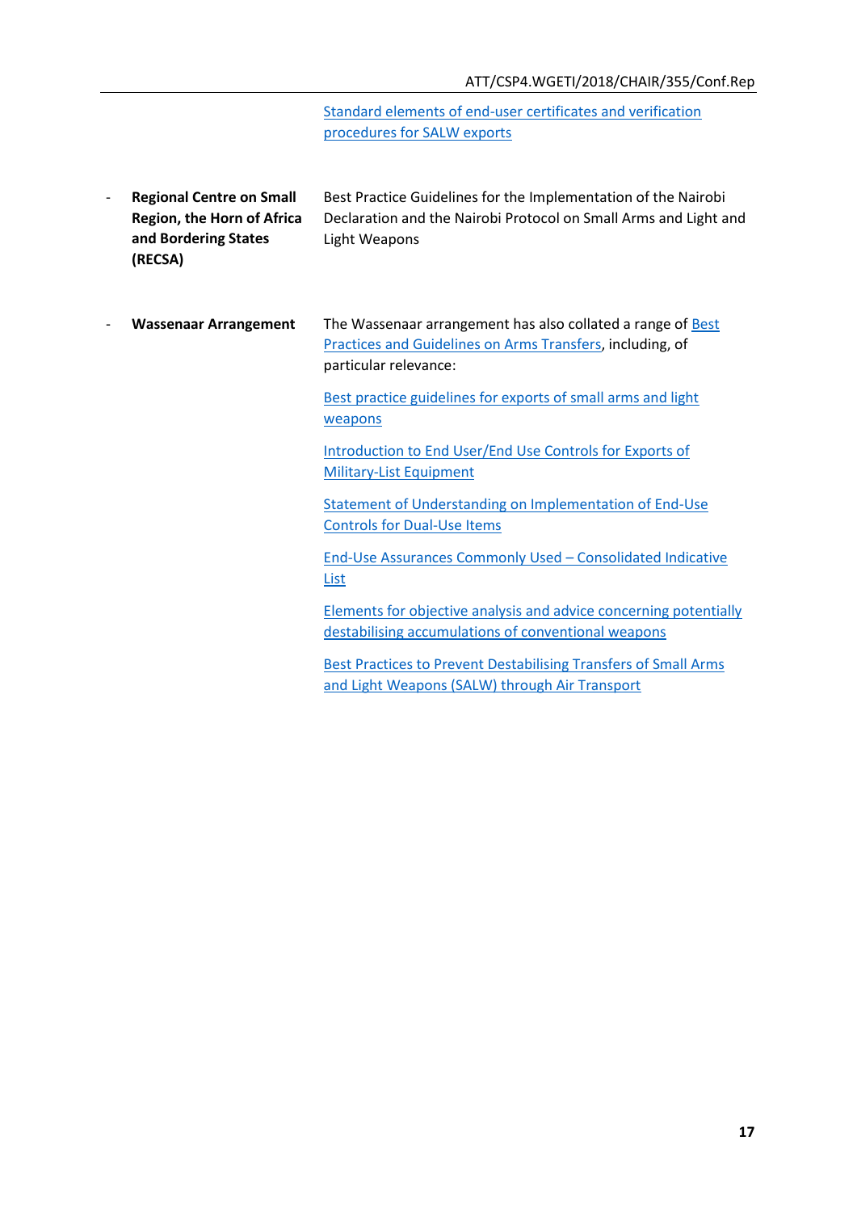| | |
|---|---|
| | Standard elements of end-user certificates and verification procedures for SALW exports |
| - **Regional Centre on Small Region, the Horn of Africa and Bordering States (RECSA)** | Best Practice Guidelines for the Implementation of the Nairobi Declaration and the Nairobi Protocol on Small Arms and Light and Light Weapons |
| - **Wassenaar Arrangement** | The Wassenaar arrangement has also collated a range of Best Practices and Guidelines on Arms Transfers, including, of particular relevance:<br><br>Best practice guidelines for exports of small arms and light weapons<br><br>Introduction to End User/End Use Controls for Exports of Military-List Equipment<br><br>Statement of Understanding on Implementation of End-Use Controls for Dual-Use Items<br><br>End-Use Assurances Commonly Used – Consolidated Indicative List<br><br>Elements for objective analysis and advice concerning potentially destabilising accumulations of conventional weapons<br><br>Best Practices to Prevent Destabilising Transfers of Small Arms and Light Weapons (SALW) through Air Transport |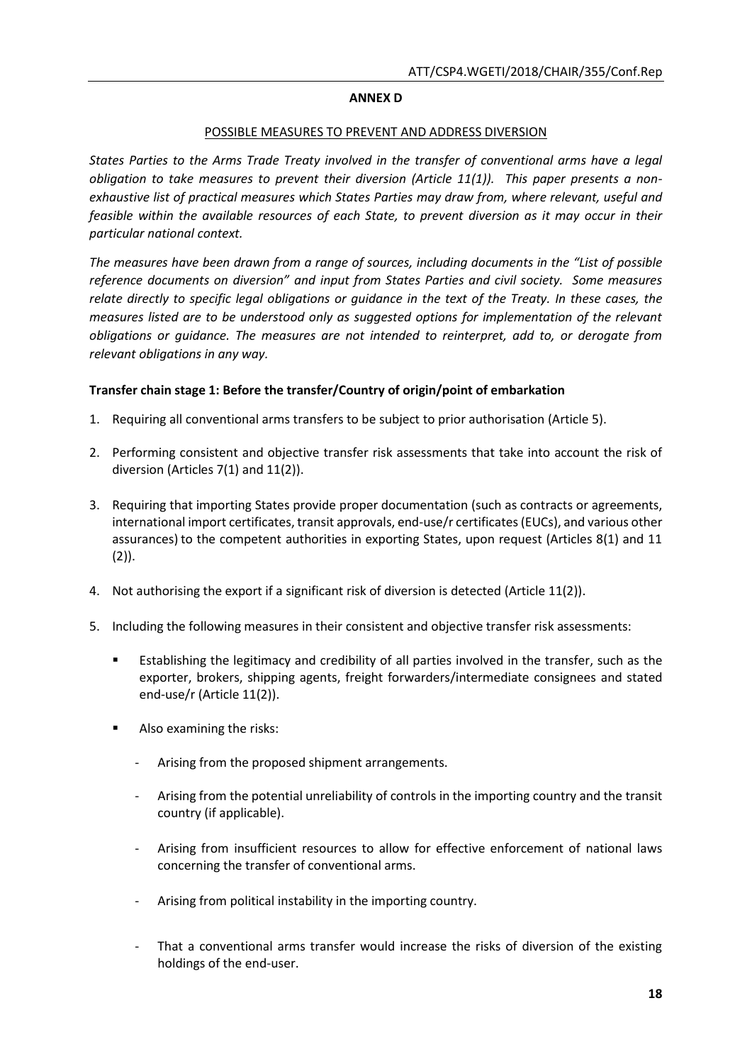**ANNEX D**

POSSIBLE MEASURES TO PREVENT AND ADDRESS DIVERSION

*States Parties to the Arms Trade Treaty involved in the transfer of conventional arms have a legal obligation to take measures to prevent their diversion (Article 11(1)). This paper presents a non-exhaustive list of practical measures which States Parties may draw from, where relevant, useful and feasible within the available resources of each State, to prevent diversion as it may occur in their particular national context.*

*The measures have been drawn from a range of sources, including documents in the "List of possible reference documents on diversion" and input from States Parties and civil society. Some measures relate directly to specific legal obligations or guidance in the text of the Treaty. In these cases, the measures listed are to be understood only as suggested options for implementation of the relevant obligations or guidance. The measures are not intended to reinterpret, add to, or derogate from relevant obligations in any way.*

**Transfer chain stage 1: Before the transfer/Country of origin/point of embarkation**

1. Requiring all conventional arms transfers to be subject to prior authorisation (Article 5).

2. Performing consistent and objective transfer risk assessments that take into account the risk of diversion (Articles 7(1) and 11(2)).

3. Requiring that importing States provide proper documentation (such as contracts or agreements, international import certificates, transit approvals, end-use/r certificates (EUCs), and various other assurances) to the competent authorities in exporting States, upon request (Articles 8(1) and 11 (2)).

4. Not authorising the export if a significant risk of diversion is detected (Article 11(2)).

5. Including the following measures in their consistent and objective transfer risk assessments:

   - Establishing the legitimacy and credibility of all parties involved in the transfer, such as the exporter, brokers, shipping agents, freight forwarders/intermediate consignees and stated end-use/r (Article 11(2)).

   - Also examining the risks:

     - Arising from the proposed shipment arrangements.

     - Arising from the potential unreliability of controls in the importing country and the transit country (if applicable).

     - Arising from insufficient resources to allow for effective enforcement of national laws concerning the transfer of conventional arms.

     - Arising from political instability in the importing country.

     - That a conventional arms transfer would increase the risks of diversion of the existing holdings of the end-user.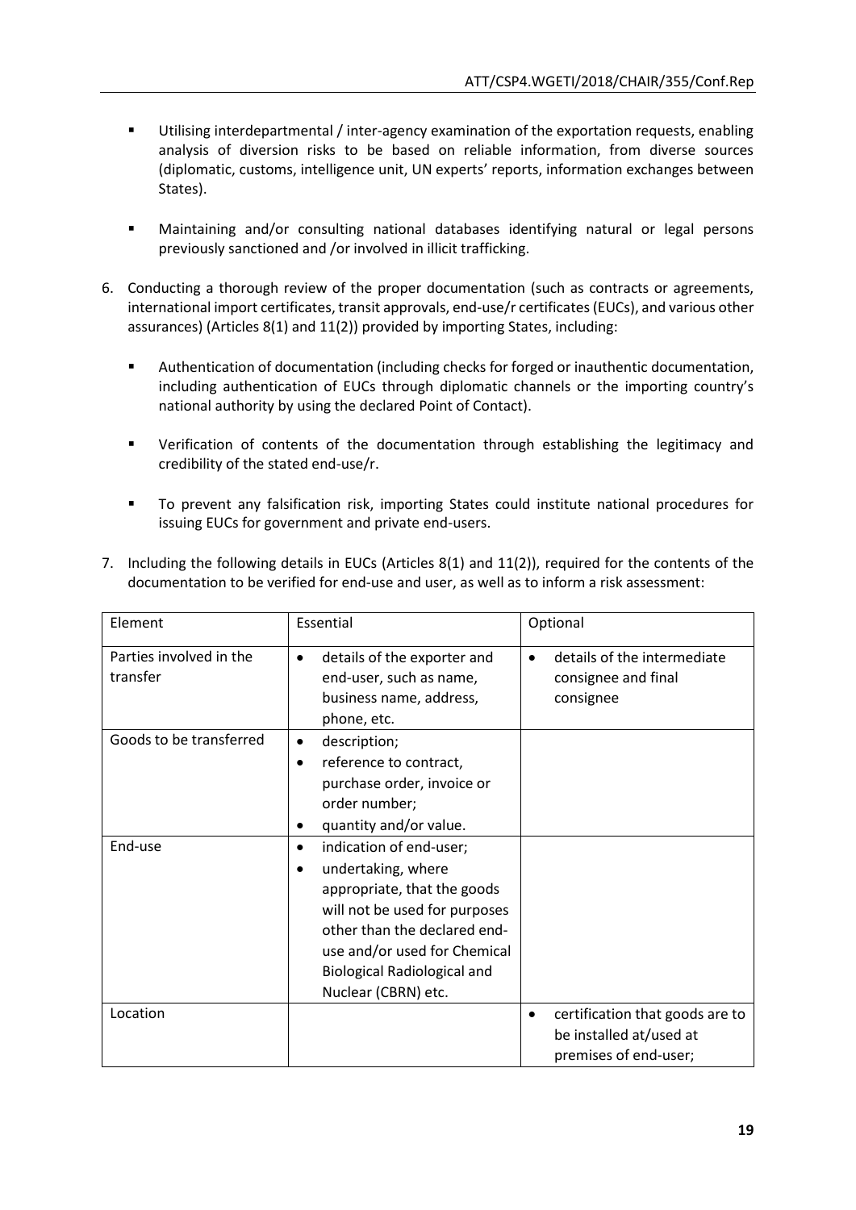- Utilising interdepartmental / inter-agency examination of the exportation requests, enabling analysis of diversion risks to be based on reliable information, from diverse sources (diplomatic, customs, intelligence unit, UN experts' reports, information exchanges between States).

- Maintaining and/or consulting national databases identifying natural or legal persons previously sanctioned and /or involved in illicit trafficking.

6. Conducting a thorough review of the proper documentation (such as contracts or agreements, international import certificates, transit approvals, end-use/r certificates (EUCs), and various other assurances) (Articles 8(1) and 11(2)) provided by importing States, including:

   - Authentication of documentation (including checks for forged or inauthentic documentation, including authentication of EUCs through diplomatic channels or the importing country's national authority by using the declared Point of Contact).

   - Verification of contents of the documentation through establishing the legitimacy and credibility of the stated end-use/r.

   - To prevent any falsification risk, importing States could institute national procedures for issuing EUCs for government and private end-users.

7. Including the following details in EUCs (Articles 8(1) and 11(2)), required for the contents of the documentation to be verified for end-use and user, as well as to inform a risk assessment:

| Element | Essential | Optional |
|---|---|---|
| Parties involved in the transfer | • details of the exporter and end-user, such as name, business name, address, phone, etc. | • details of the intermediate consignee and final consignee |
| Goods to be transferred | • description;<br>• reference to contract, purchase order, invoice or order number;<br>• quantity and/or value. | |
| End-use | • indication of end-user;<br>• undertaking, where appropriate, that the goods will not be used for purposes other than the declared end-use and/or used for Chemical Biological Radiological and Nuclear (CBRN) etc. | |
| Location | | • certification that goods are to be installed at/used at premises of end-user; |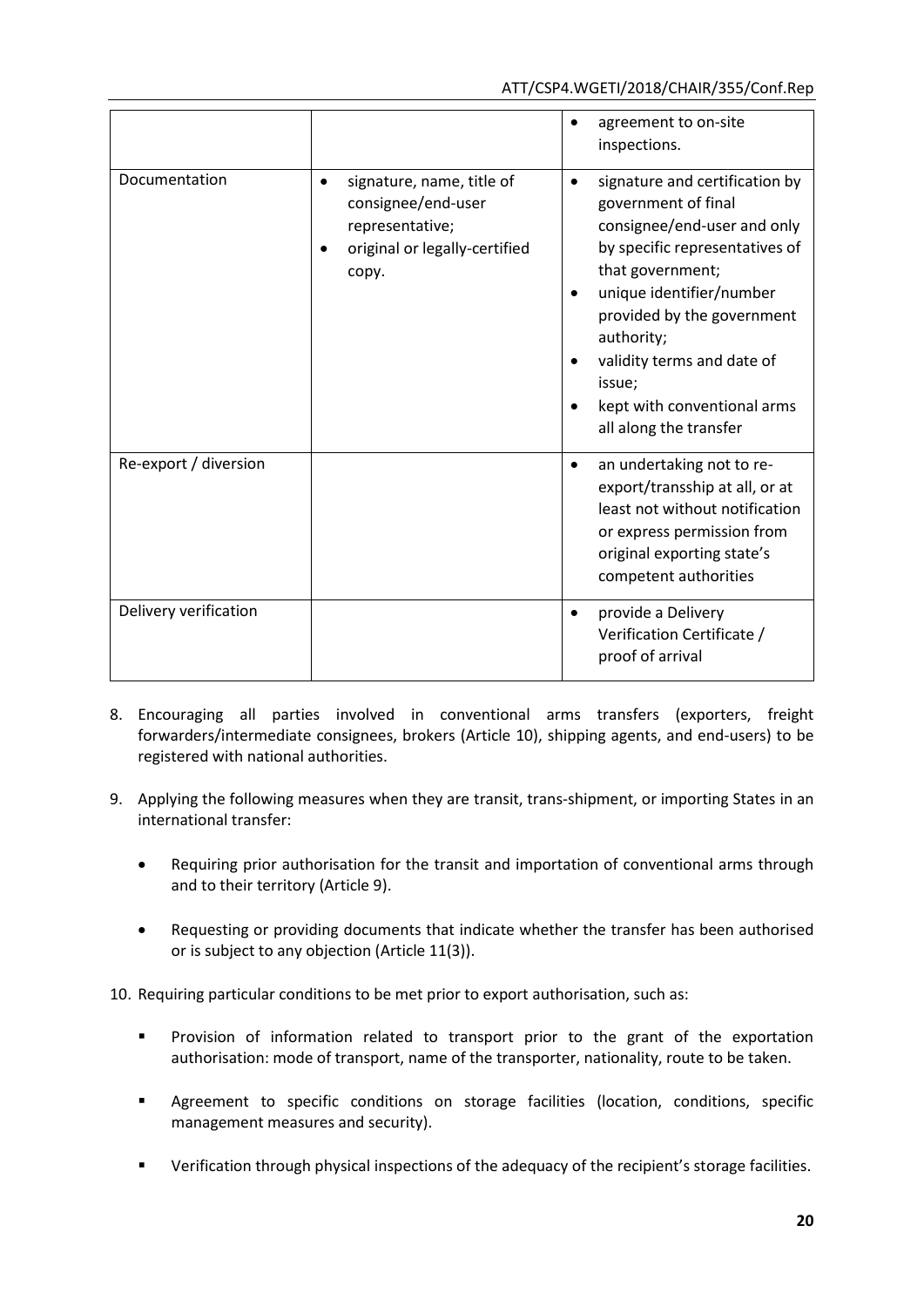| | | |
|---|---|---|
| | | • agreement to on-site inspections. |
| Documentation | • signature, name, title of consignee/end-user representative;<br>• original or legally-certified copy. | • signature and certification by government of final consignee/end-user and only by specific representatives of that government;<br>• unique identifier/number provided by the government authority;<br>• validity terms and date of issue;<br>• kept with conventional arms all along the transfer |
| Re-export / diversion | | • an undertaking not to re-export/transship at all, or at least not without notification or express permission from original exporting state's competent authorities |
| Delivery verification | | • provide a Delivery Verification Certificate / proof of arrival |

8. Encouraging all parties involved in conventional arms transfers (exporters, freight forwarders/intermediate consignees, brokers (Article 10), shipping agents, and end-users) to be registered with national authorities.

9. Applying the following measures when they are transit, trans-shipment, or importing States in an international transfer:

    - Requiring prior authorisation for the transit and importation of conventional arms through and to their territory (Article 9).

    - Requesting or providing documents that indicate whether the transfer has been authorised or is subject to any objection (Article 11(3)).

10. Requiring particular conditions to be met prior to export authorisation, such as:

    - Provision of information related to transport prior to the grant of the exportation authorisation: mode of transport, name of the transporter, nationality, route to be taken.

    - Agreement to specific conditions on storage facilities (location, conditions, specific management measures and security).

    - Verification through physical inspections of the adequacy of the recipient's storage facilities.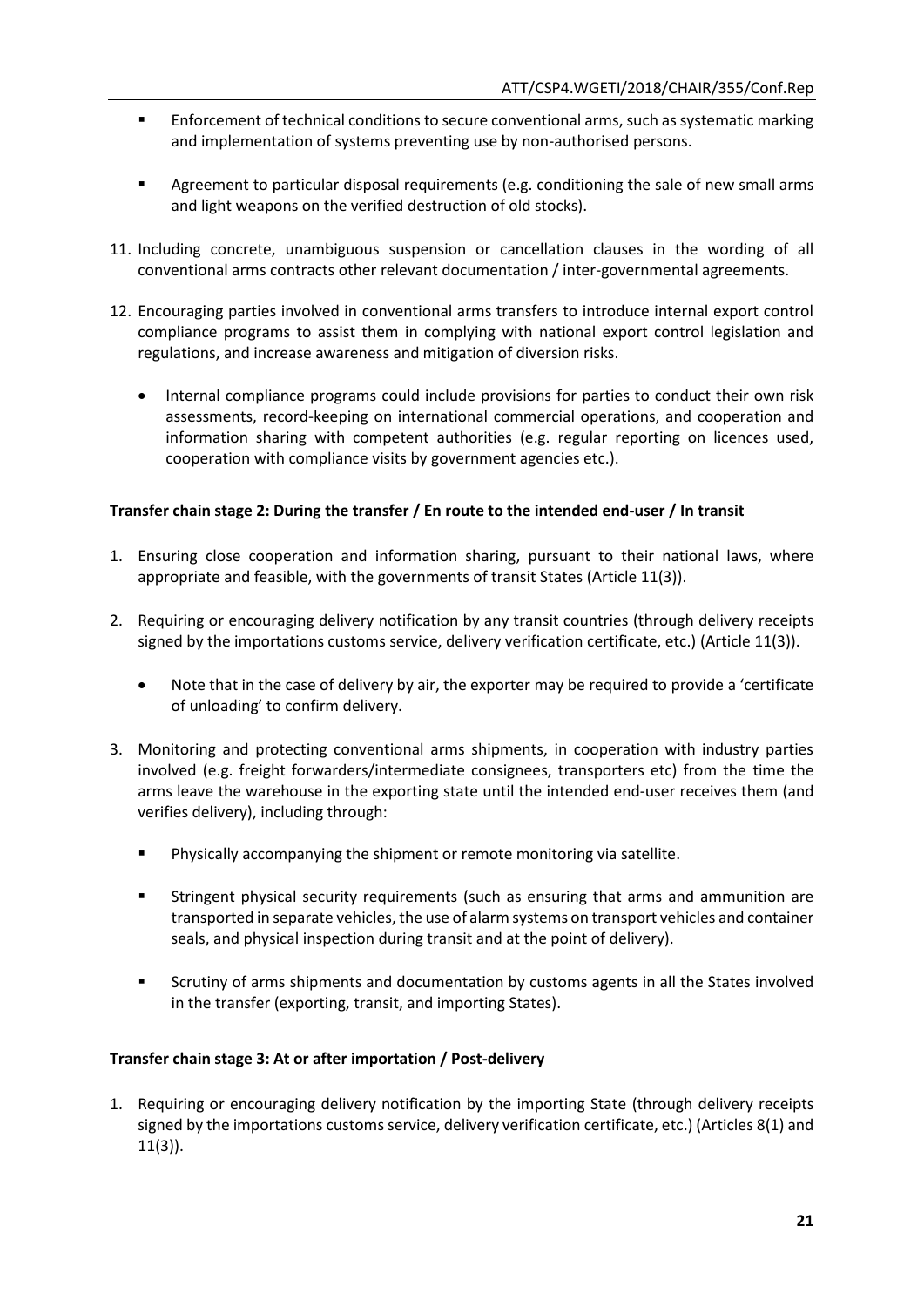- Enforcement of technical conditions to secure conventional arms, such as systematic marking and implementation of systems preventing use by non-authorised persons.
- Agreement to particular disposal requirements (e.g. conditioning the sale of new small arms and light weapons on the verified destruction of old stocks).

11. Including concrete, unambiguous suspension or cancellation clauses in the wording of all conventional arms contracts other relevant documentation / inter-governmental agreements.

12. Encouraging parties involved in conventional arms transfers to introduce internal export control compliance programs to assist them in complying with national export control legislation and regulations, and increase awareness and mitigation of diversion risks.

    - Internal compliance programs could include provisions for parties to conduct their own risk assessments, record-keeping on international commercial operations, and cooperation and information sharing with competent authorities (e.g. regular reporting on licences used, cooperation with compliance visits by government agencies etc.).

**Transfer chain stage 2: During the transfer / En route to the intended end-user / In transit**

1. Ensuring close cooperation and information sharing, pursuant to their national laws, where appropriate and feasible, with the governments of transit States (Article 11(3)).

2. Requiring or encouraging delivery notification by any transit countries (through delivery receipts signed by the importations customs service, delivery verification certificate, etc.) (Article 11(3)).

    - Note that in the case of delivery by air, the exporter may be required to provide a 'certificate of unloading' to confirm delivery.

3. Monitoring and protecting conventional arms shipments, in cooperation with industry parties involved (e.g. freight forwarders/intermediate consignees, transporters etc) from the time the arms leave the warehouse in the exporting state until the intended end-user receives them (and verifies delivery), including through:

    - Physically accompanying the shipment or remote monitoring via satellite.
    - Stringent physical security requirements (such as ensuring that arms and ammunition are transported in separate vehicles, the use of alarm systems on transport vehicles and container seals, and physical inspection during transit and at the point of delivery).
    - Scrutiny of arms shipments and documentation by customs agents in all the States involved in the transfer (exporting, transit, and importing States).

**Transfer chain stage 3: At or after importation / Post-delivery**

1. Requiring or encouraging delivery notification by the importing State (through delivery receipts signed by the importations customs service, delivery verification certificate, etc.) (Articles 8(1) and 11(3)).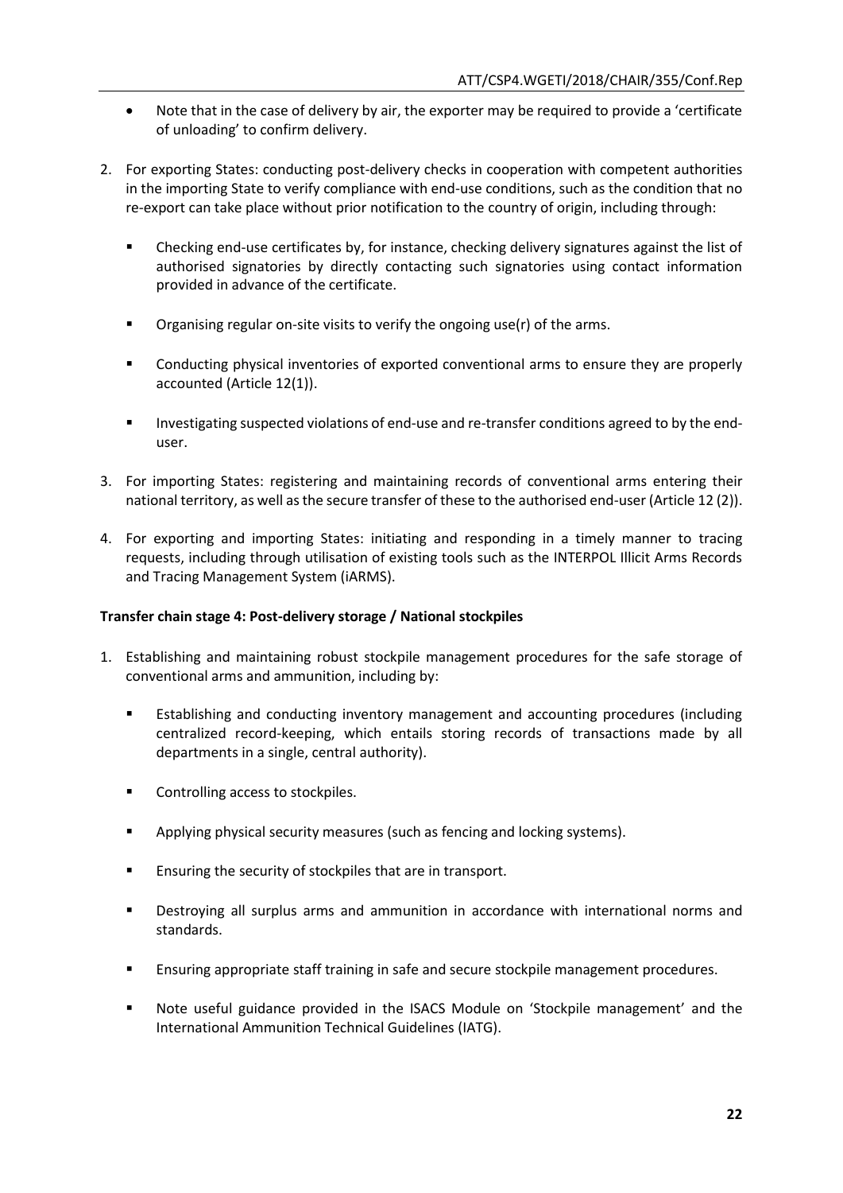- Note that in the case of delivery by air, the exporter may be required to provide a 'certificate of unloading' to confirm delivery.

2. For exporting States: conducting post-delivery checks in cooperation with competent authorities in the importing State to verify compliance with end-use conditions, such as the condition that no re-export can take place without prior notification to the country of origin, including through:

   - Checking end-use certificates by, for instance, checking delivery signatures against the list of authorised signatories by directly contacting such signatories using contact information provided in advance of the certificate.
   - Organising regular on-site visits to verify the ongoing use(r) of the arms.
   - Conducting physical inventories of exported conventional arms to ensure they are properly accounted (Article 12(1)).
   - Investigating suspected violations of end-use and re-transfer conditions agreed to by the end-user.

3. For importing States: registering and maintaining records of conventional arms entering their national territory, as well as the secure transfer of these to the authorised end-user (Article 12 (2)).

4. For exporting and importing States: initiating and responding in a timely manner to tracing requests, including through utilisation of existing tools such as the INTERPOL Illicit Arms Records and Tracing Management System (iARMS).

**Transfer chain stage 4: Post-delivery storage / National stockpiles**

1. Establishing and maintaining robust stockpile management procedures for the safe storage of conventional arms and ammunition, including by:

   - Establishing and conducting inventory management and accounting procedures (including centralized record-keeping, which entails storing records of transactions made by all departments in a single, central authority).
   - Controlling access to stockpiles.
   - Applying physical security measures (such as fencing and locking systems).
   - Ensuring the security of stockpiles that are in transport.
   - Destroying all surplus arms and ammunition in accordance with international norms and standards.
   - Ensuring appropriate staff training in safe and secure stockpile management procedures.
   - Note useful guidance provided in the ISACS Module on 'Stockpile management' and the International Ammunition Technical Guidelines (IATG).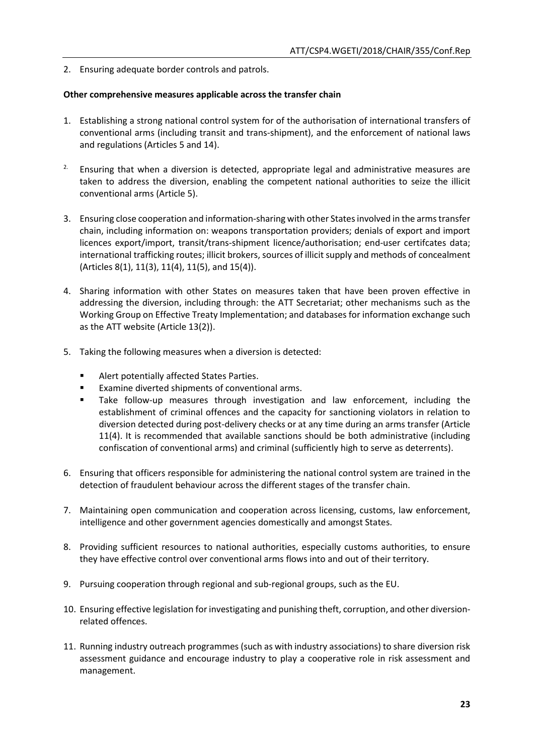2. Ensuring adequate border controls and patrols.

**Other comprehensive measures applicable across the transfer chain**

1. Establishing a strong national control system for of the authorisation of international transfers of conventional arms (including transit and trans-shipment), and the enforcement of national laws and regulations (Articles 5 and 14).

2. Ensuring that when a diversion is detected, appropriate legal and administrative measures are taken to address the diversion, enabling the competent national authorities to seize the illicit conventional arms (Article 5).

3. Ensuring close cooperation and information-sharing with other States involved in the arms transfer chain, including information on: weapons transportation providers; denials of export and import licences export/import, transit/trans-shipment licence/authorisation; end-user certifcates data; international trafficking routes; illicit brokers, sources of illicit supply and methods of concealment (Articles 8(1), 11(3), 11(4), 11(5), and 15(4)).

4. Sharing information with other States on measures taken that have been proven effective in addressing the diversion, including through: the ATT Secretariat; other mechanisms such as the Working Group on Effective Treaty Implementation; and databases for information exchange such as the ATT website (Article 13(2)).

5. Taking the following measures when a diversion is detected:

    - Alert potentially affected States Parties.
    - Examine diverted shipments of conventional arms.
    - Take follow-up measures through investigation and law enforcement, including the establishment of criminal offences and the capacity for sanctioning violators in relation to diversion detected during post-delivery checks or at any time during an arms transfer (Article 11(4). It is recommended that available sanctions should be both administrative (including confiscation of conventional arms) and criminal (sufficiently high to serve as deterrents).

6. Ensuring that officers responsible for administering the national control system are trained in the detection of fraudulent behaviour across the different stages of the transfer chain.

7. Maintaining open communication and cooperation across licensing, customs, law enforcement, intelligence and other government agencies domestically and amongst States.

8. Providing sufficient resources to national authorities, especially customs authorities, to ensure they have effective control over conventional arms flows into and out of their territory.

9. Pursuing cooperation through regional and sub-regional groups, such as the EU.

10. Ensuring effective legislation for investigating and punishing theft, corruption, and other diversion-related offences.

11. Running industry outreach programmes (such as with industry associations) to share diversion risk assessment guidance and encourage industry to play a cooperative role in risk assessment and management.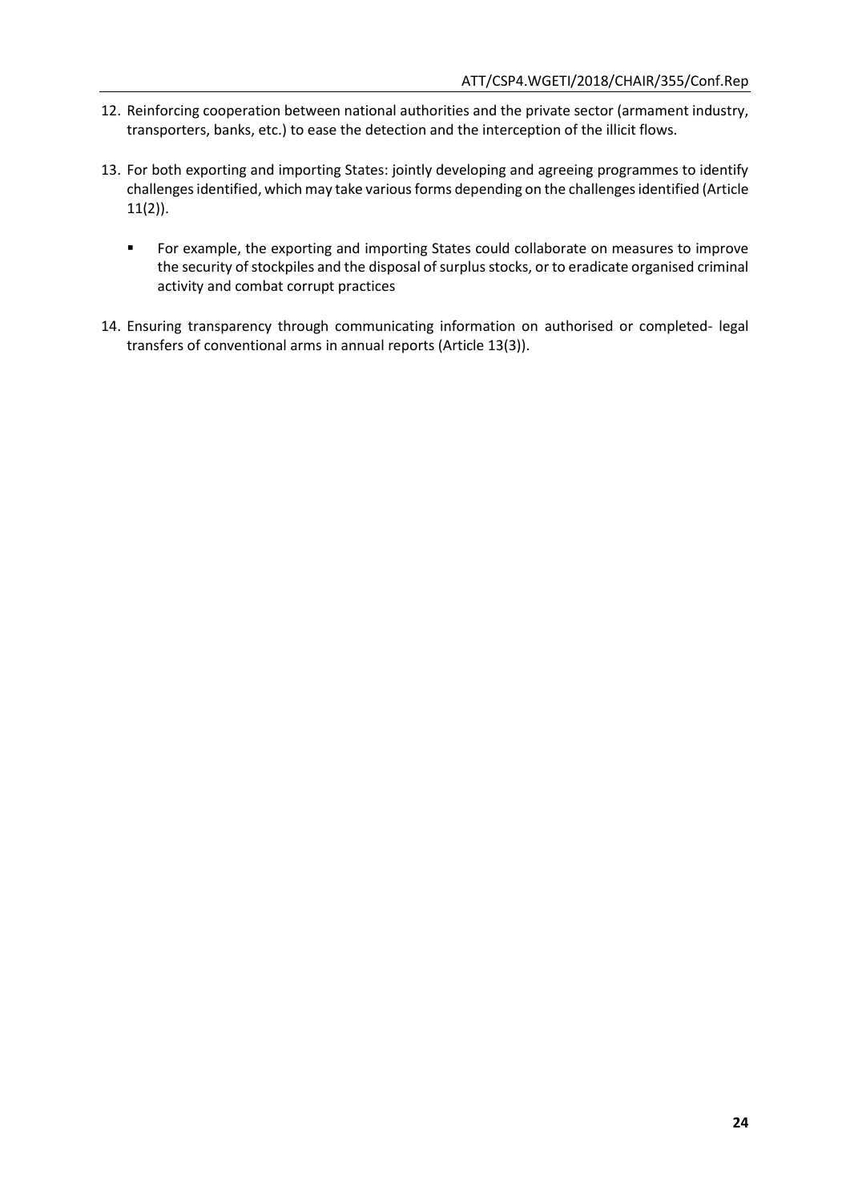12. Reinforcing cooperation between national authorities and the private sector (armament industry, transporters, banks, etc.) to ease the detection and the interception of the illicit flows.

13. For both exporting and importing States: jointly developing and agreeing programmes to identify challenges identified, which may take various forms depending on the challenges identified (Article 11(2)).

    - For example, the exporting and importing States could collaborate on measures to improve the security of stockpiles and the disposal of surplus stocks, or to eradicate organised criminal activity and combat corrupt practices

14. Ensuring transparency through communicating information on authorised or completed- legal transfers of conventional arms in annual reports (Article 13(3)).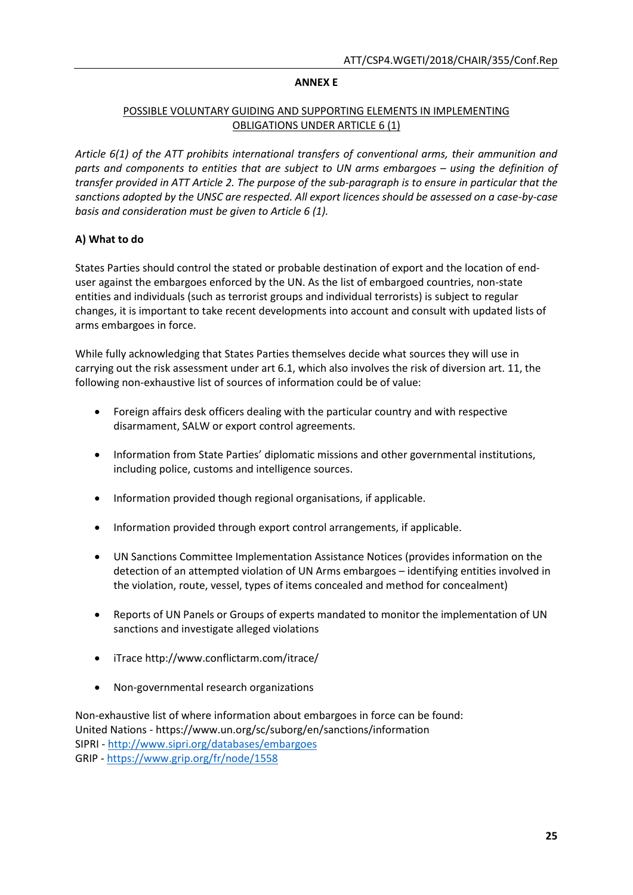**ANNEX E**

POSSIBLE VOLUNTARY GUIDING AND SUPPORTING ELEMENTS IN IMPLEMENTING OBLIGATIONS UNDER ARTICLE 6 (1)

*Article 6(1) of the ATT prohibits international transfers of conventional arms, their ammunition and parts and components to entities that are subject to UN arms embargoes – using the definition of transfer provided in ATT Article 2. The purpose of the sub-paragraph is to ensure in particular that the sanctions adopted by the UNSC are respected. All export licences should be assessed on a case-by-case basis and consideration must be given to Article 6 (1).*

**A) What to do**

States Parties should control the stated or probable destination of export and the location of end-user against the embargoes enforced by the UN. As the list of embargoed countries, non-state entities and individuals (such as terrorist groups and individual terrorists) is subject to regular changes, it is important to take recent developments into account and consult with updated lists of arms embargoes in force.

While fully acknowledging that States Parties themselves decide what sources they will use in carrying out the risk assessment under art 6.1, which also involves the risk of diversion art. 11, the following non-exhaustive list of sources of information could be of value:

- Foreign affairs desk officers dealing with the particular country and with respective disarmament, SALW or export control agreements.
- Information from State Parties' diplomatic missions and other governmental institutions, including police, customs and intelligence sources.
- Information provided though regional organisations, if applicable.
- Information provided through export control arrangements, if applicable.
- UN Sanctions Committee Implementation Assistance Notices (provides information on the detection of an attempted violation of UN Arms embargoes – identifying entities involved in the violation, route, vessel, types of items concealed and method for concealment)
- Reports of UN Panels or Groups of experts mandated to monitor the implementation of UN sanctions and investigate alleged violations
- iTrace http://www.conflictarm.com/itrace/
- Non-governmental research organizations

Non-exhaustive list of where information about embargoes in force can be found:
United Nations - https://www.un.org/sc/suborg/en/sanctions/information
SIPRI - http://www.sipri.org/databases/embargoes
GRIP - https://www.grip.org/fr/node/1558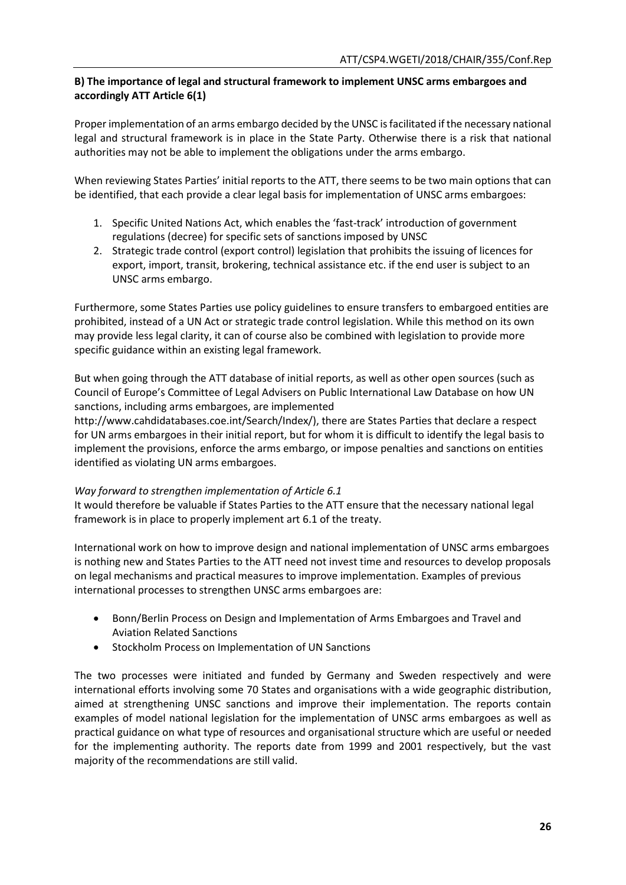**B) The importance of legal and structural framework to implement UNSC arms embargoes and accordingly ATT Article 6(1)**

Proper implementation of an arms embargo decided by the UNSC is facilitated if the necessary national legal and structural framework is in place in the State Party. Otherwise there is a risk that national authorities may not be able to implement the obligations under the arms embargo.

When reviewing States Parties' initial reports to the ATT, there seems to be two main options that can be identified, that each provide a clear legal basis for implementation of UNSC arms embargoes:

1. Specific United Nations Act, which enables the 'fast-track' introduction of government regulations (decree) for specific sets of sanctions imposed by UNSC
2. Strategic trade control (export control) legislation that prohibits the issuing of licences for export, import, transit, brokering, technical assistance etc. if the end user is subject to an UNSC arms embargo.

Furthermore, some States Parties use policy guidelines to ensure transfers to embargoed entities are prohibited, instead of a UN Act or strategic trade control legislation. While this method on its own may provide less legal clarity, it can of course also be combined with legislation to provide more specific guidance within an existing legal framework.

But when going through the ATT database of initial reports, as well as other open sources (such as Council of Europe's Committee of Legal Advisers on Public International Law Database on how UN sanctions, including arms embargoes, are implemented http://www.cahdidatabases.coe.int/Search/Index/), there are States Parties that declare a respect for UN arms embargoes in their initial report, but for whom it is difficult to identify the legal basis to implement the provisions, enforce the arms embargo, or impose penalties and sanctions on entities identified as violating UN arms embargoes.

*Way forward to strengthen implementation of Article 6.1*

It would therefore be valuable if States Parties to the ATT ensure that the necessary national legal framework is in place to properly implement art 6.1 of the treaty.

International work on how to improve design and national implementation of UNSC arms embargoes is nothing new and States Parties to the ATT need not invest time and resources to develop proposals on legal mechanisms and practical measures to improve implementation. Examples of previous international processes to strengthen UNSC arms embargoes are:

- Bonn/Berlin Process on Design and Implementation of Arms Embargoes and Travel and Aviation Related Sanctions
- Stockholm Process on Implementation of UN Sanctions

The two processes were initiated and funded by Germany and Sweden respectively and were international efforts involving some 70 States and organisations with a wide geographic distribution, aimed at strengthening UNSC sanctions and improve their implementation. The reports contain examples of model national legislation for the implementation of UNSC arms embargoes as well as practical guidance on what type of resources and organisational structure which are useful or needed for the implementing authority. The reports date from 1999 and 2001 respectively, but the vast majority of the recommendations are still valid.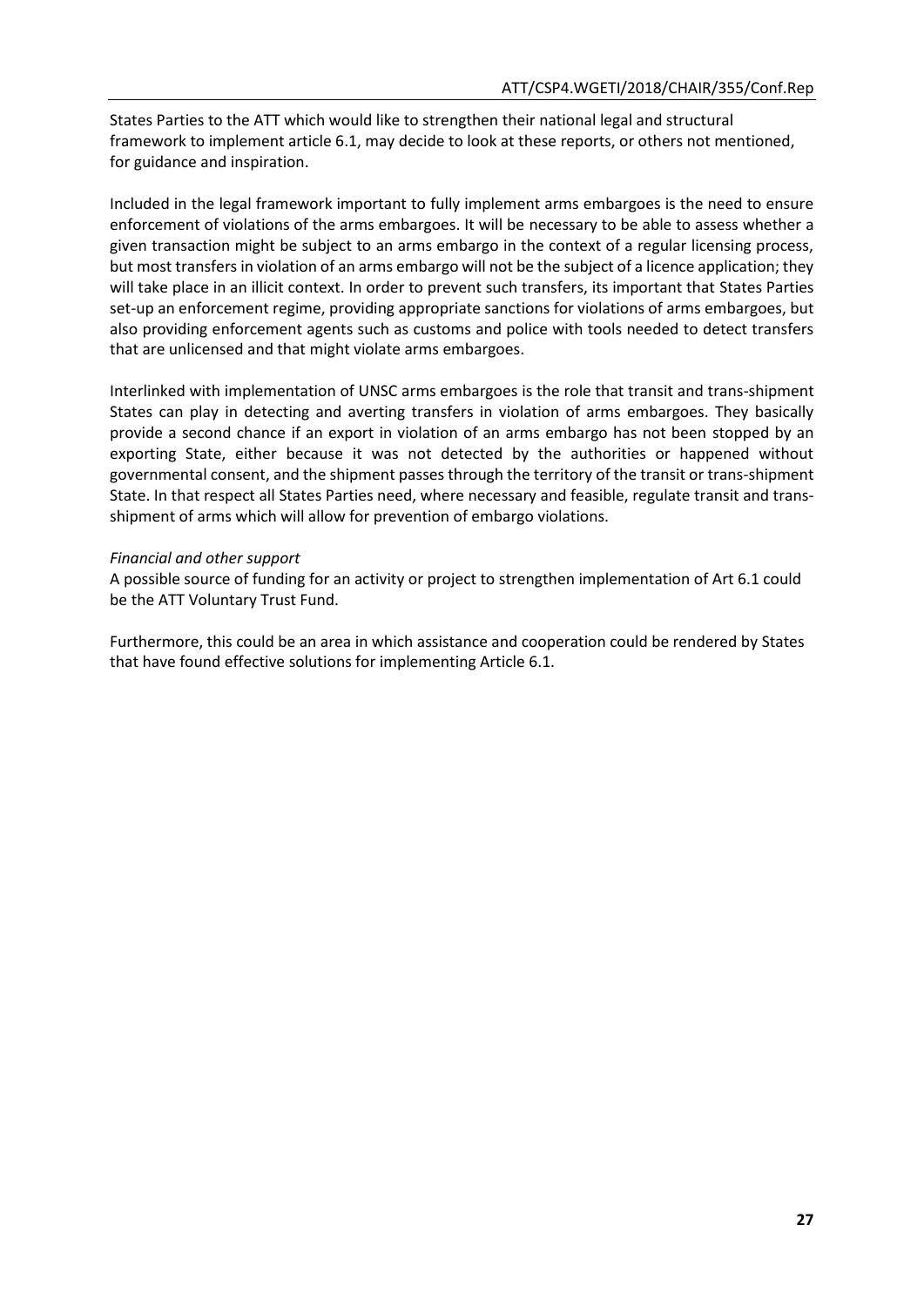States Parties to the ATT which would like to strengthen their national legal and structural framework to implement article 6.1, may decide to look at these reports, or others not mentioned, for guidance and inspiration.

Included in the legal framework important to fully implement arms embargoes is the need to ensure enforcement of violations of the arms embargoes. It will be necessary to be able to assess whether a given transaction might be subject to an arms embargo in the context of a regular licensing process, but most transfers in violation of an arms embargo will not be the subject of a licence application; they will take place in an illicit context. In order to prevent such transfers, its important that States Parties set-up an enforcement regime, providing appropriate sanctions for violations of arms embargoes, but also providing enforcement agents such as customs and police with tools needed to detect transfers that are unlicensed and that might violate arms embargoes.

Interlinked with implementation of UNSC arms embargoes is the role that transit and trans-shipment States can play in detecting and averting transfers in violation of arms embargoes. They basically provide a second chance if an export in violation of an arms embargo has not been stopped by an exporting State, either because it was not detected by the authorities or happened without governmental consent, and the shipment passes through the territory of the transit or trans-shipment State. In that respect all States Parties need, where necessary and feasible, regulate transit and trans-shipment of arms which will allow for prevention of embargo violations.

*Financial and other support*
A possible source of funding for an activity or project to strengthen implementation of Art 6.1 could be the ATT Voluntary Trust Fund.

Furthermore, this could be an area in which assistance and cooperation could be rendered by States that have found effective solutions for implementing Article 6.1.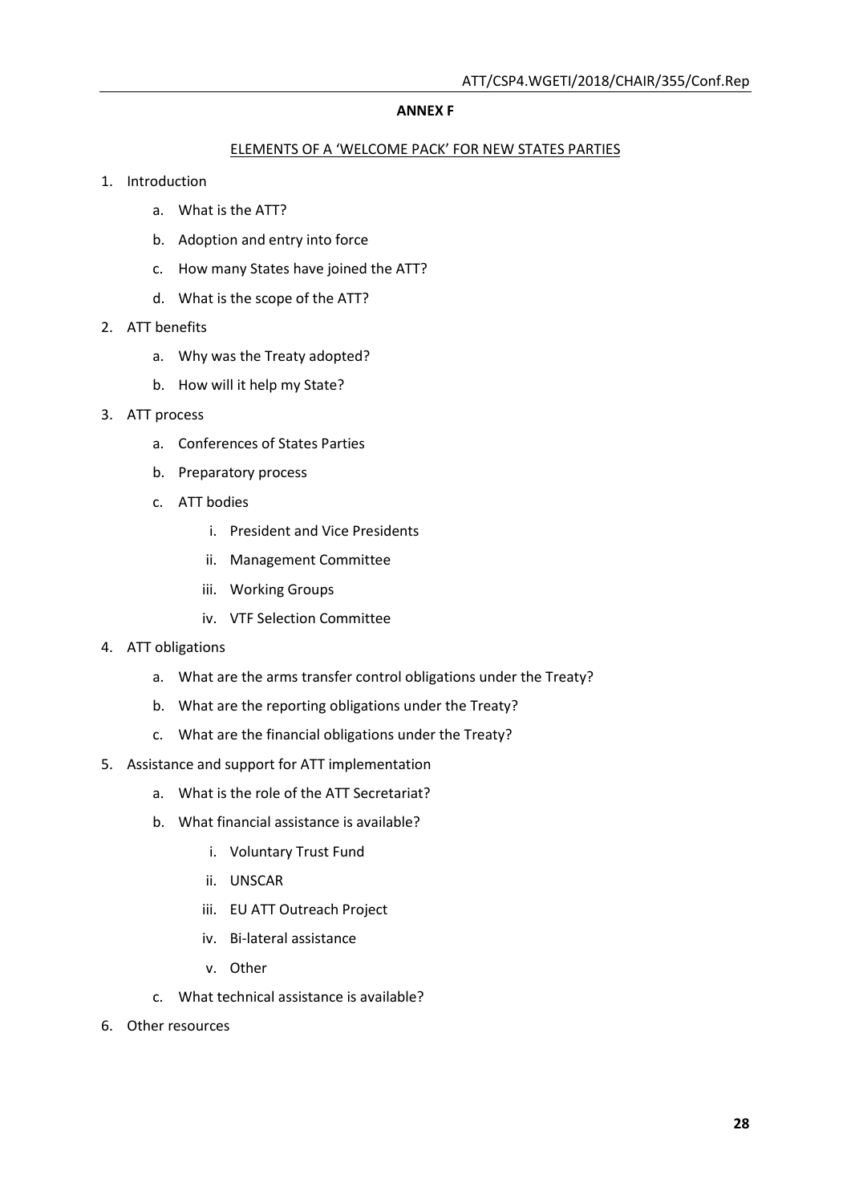**ANNEX F**

ELEMENTS OF A 'WELCOME PACK' FOR NEW STATES PARTIES

1. Introduction
   a. What is the ATT?
   b. Adoption and entry into force
   c. How many States have joined the ATT?
   d. What is the scope of the ATT?
2. ATT benefits
   a. Why was the Treaty adopted?
   b. How will it help my State?
3. ATT process
   a. Conferences of States Parties
   b. Preparatory process
   c. ATT bodies
      i. President and Vice Presidents
      ii. Management Committee
      iii. Working Groups
      iv. VTF Selection Committee
4. ATT obligations
   a. What are the arms transfer control obligations under the Treaty?
   b. What are the reporting obligations under the Treaty?
   c. What are the financial obligations under the Treaty?
5. Assistance and support for ATT implementation
   a. What is the role of the ATT Secretariat?
   b. What financial assistance is available?
      i. Voluntary Trust Fund
      ii. UNSCAR
      iii. EU ATT Outreach Project
      iv. Bi-lateral assistance
      v. Other
   c. What technical assistance is available?
6. Other resources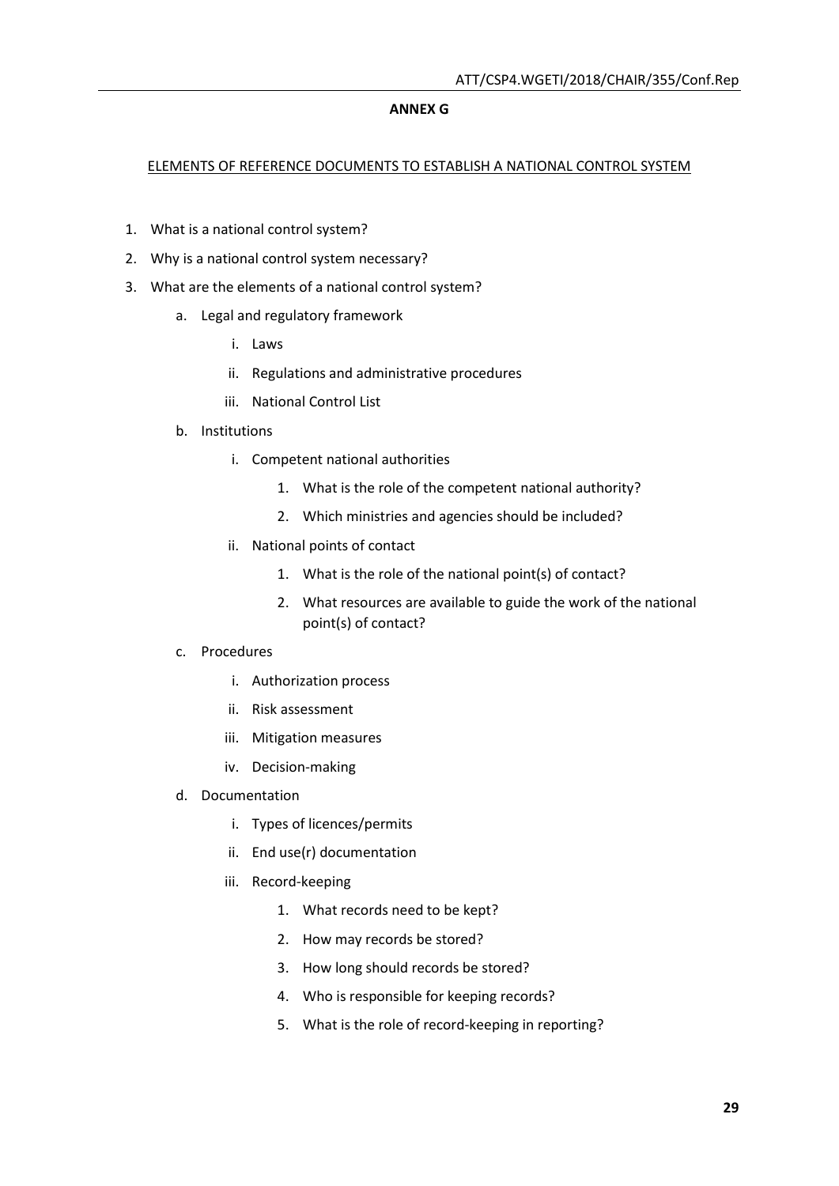**ANNEX G**

ELEMENTS OF REFERENCE DOCUMENTS TO ESTABLISH A NATIONAL CONTROL SYSTEM

1. What is a national control system?
2. Why is a national control system necessary?
3. What are the elements of a national control system?
    a. Legal and regulatory framework
        i. Laws
        ii. Regulations and administrative procedures
        iii. National Control List
    b. Institutions
        i. Competent national authorities
            1. What is the role of the competent national authority?
            2. Which ministries and agencies should be included?
        ii. National points of contact
            1. What is the role of the national point(s) of contact?
            2. What resources are available to guide the work of the national point(s) of contact?
    c. Procedures
        i. Authorization process
        ii. Risk assessment
        iii. Mitigation measures
        iv. Decision-making
    d. Documentation
        i. Types of licences/permits
        ii. End use(r) documentation
        iii. Record-keeping
            1. What records need to be kept?
            2. How may records be stored?
            3. How long should records be stored?
            4. Who is responsible for keeping records?
            5. What is the role of record-keeping in reporting?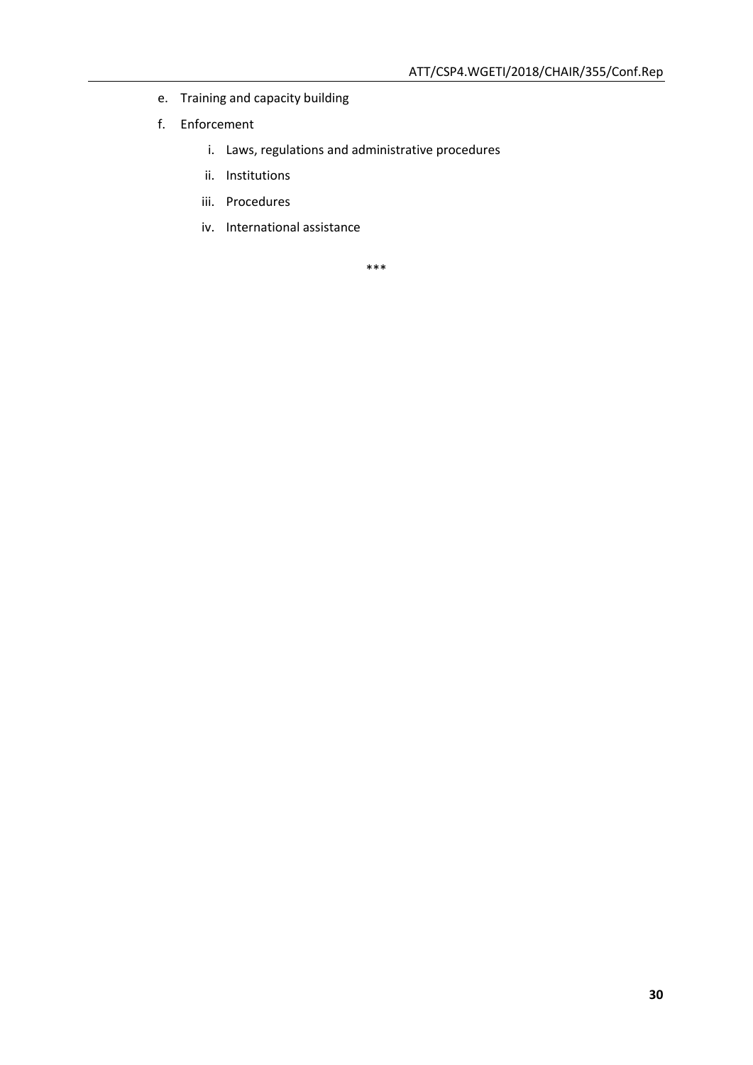e. Training and capacity building

f. Enforcement

    i. Laws, regulations and administrative procedures

    ii. Institutions

    iii. Procedures

    iv. International assistance

***